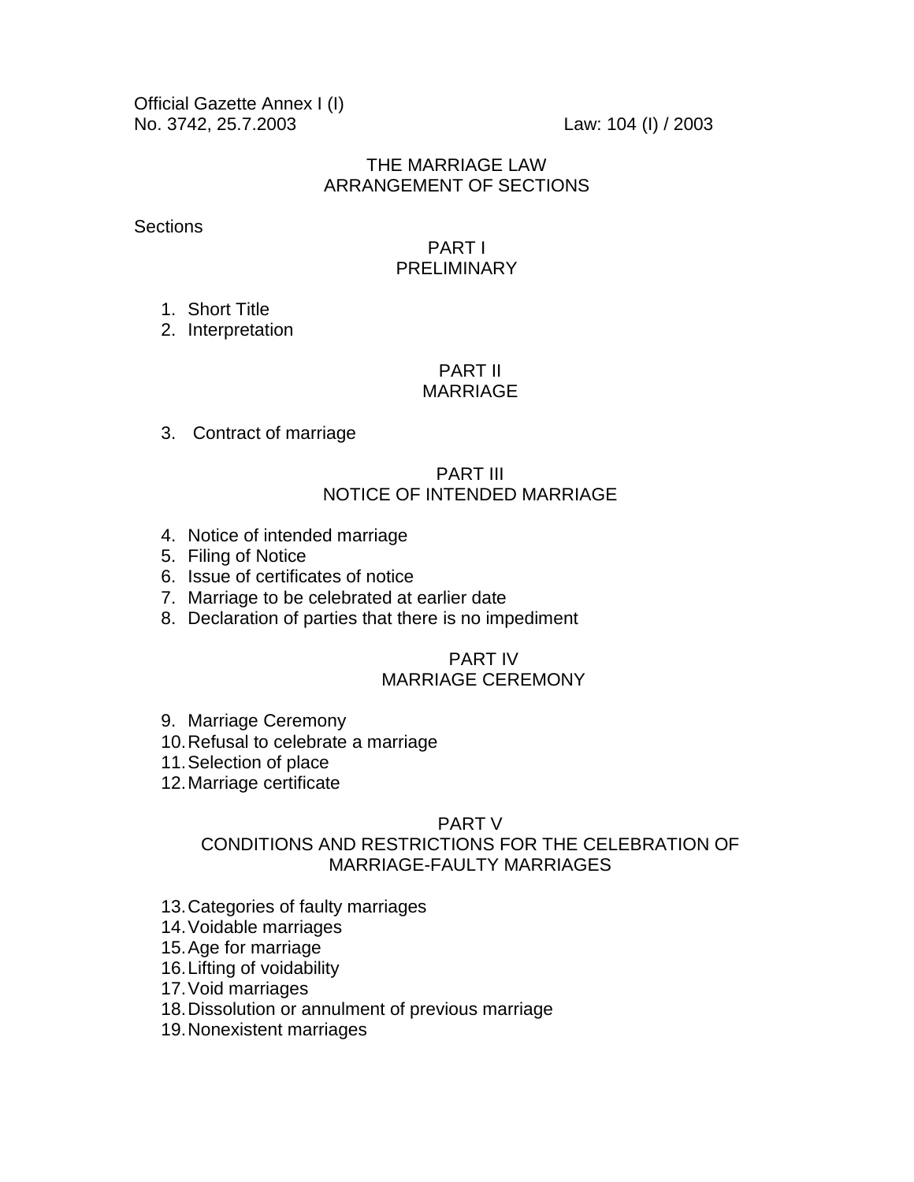Official Gazette Annex I (I)
No. 3742, 25.7.2003 Law: 104 (I) / 2003

# THE MARRIAGE LAW

## ARRANGEMENT OF SECTIONS

Sections

### PART I
### PRELIMINARY

1. Short Title
2. Interpretation

### PART II
### MARRIAGE

3. Contract of marriage

### PART III
### NOTICE OF INTENDED MARRIAGE

4. Notice of intended marriage
5. Filing of Notice
6. Issue of certificates of notice
7. Marriage to be celebrated at earlier date
8. Declaration of parties that there is no impediment

### PART IV
### MARRIAGE CEREMONY

9. Marriage Ceremony
10. Refusal to celebrate a marriage
11. Selection of place
12. Marriage certificate

### PART V
### CONDITIONS AND RESTRICTIONS FOR THE CELEBRATION OF MARRIAGE-FAULTY MARRIAGES

13. Categories of faulty marriages
14. Voidable marriages
15. Age for marriage
16. Lifting of voidability
17. Void marriages
18. Dissolution or annulment of previous marriage
19. Nonexistent marriages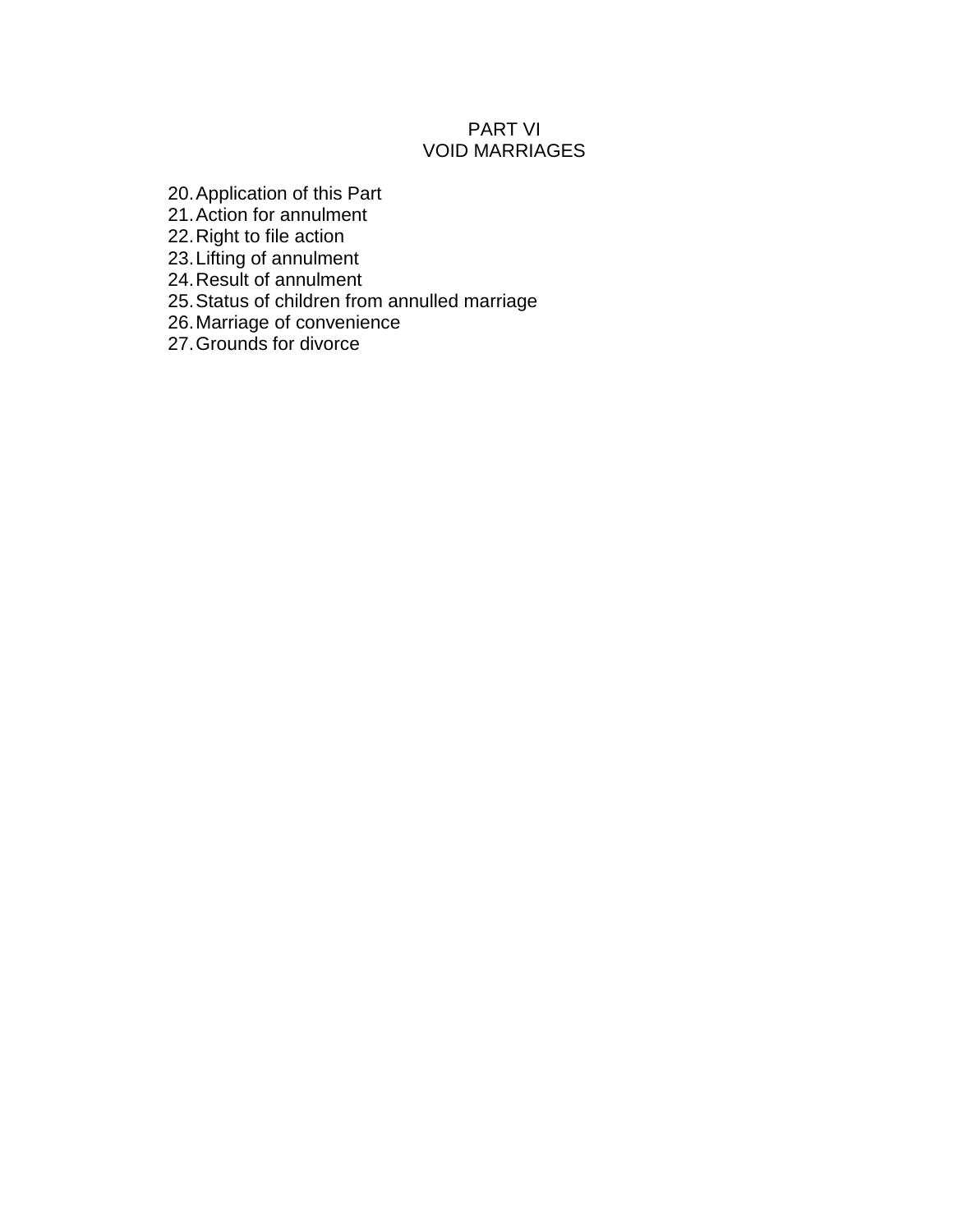## PART VI
## VOID MARRIAGES

20. Application of this Part
21. Action for annulment
22. Right to file action
23. Lifting of annulment
24. Result of annulment
25. Status of children from annulled marriage
26. Marriage of convenience
27. Grounds for divorce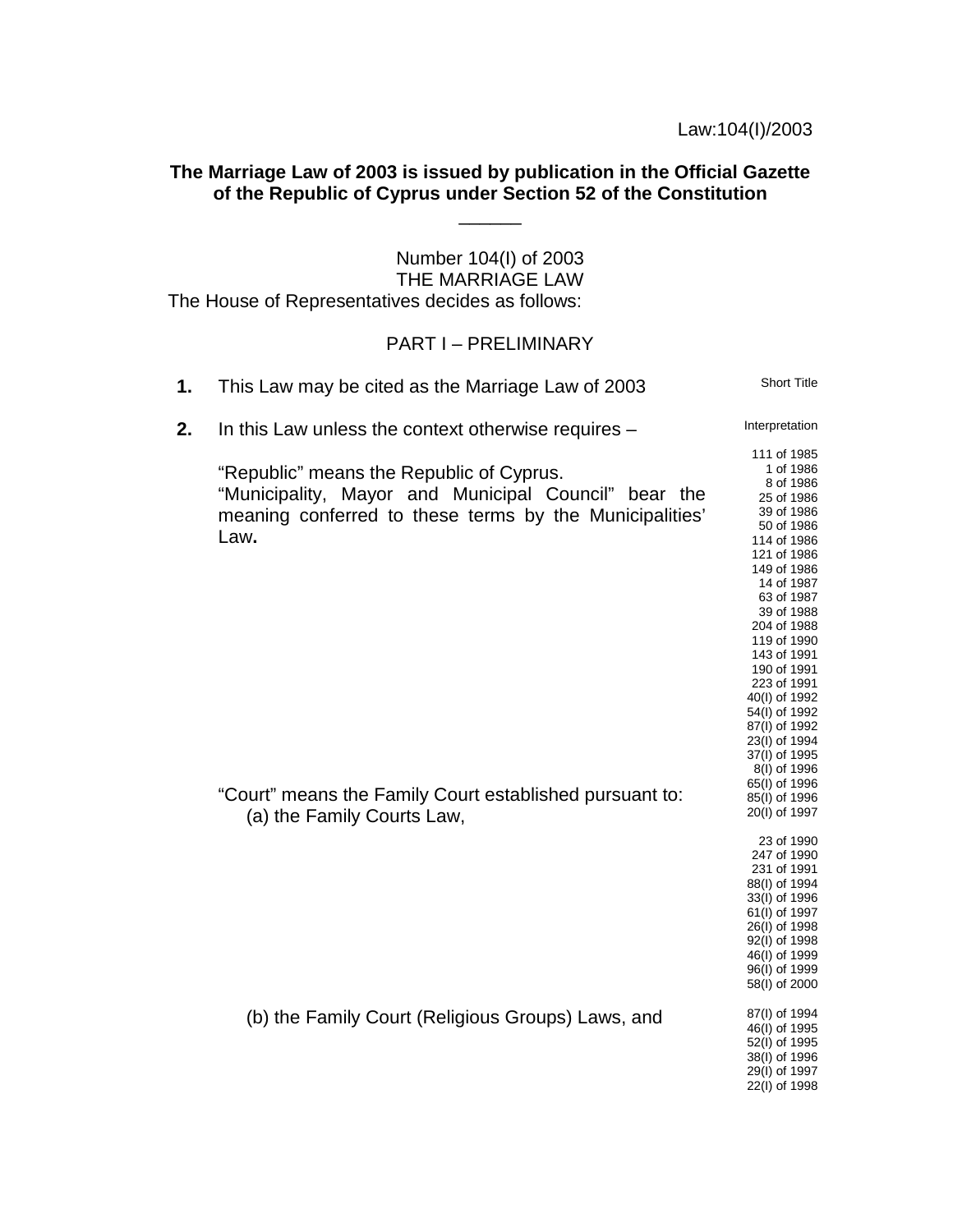Law:104(I)/2003

**The Marriage Law of 2003 is issued by publication in the Official Gazette of the Republic of Cyprus under Section 52 of the Constitution**

______

Number 104(I) of 2003
THE MARRIAGE LAW

The House of Representatives decides as follows:

PART I – PRELIMINARY

**1.** This Law may be cited as the Marriage Law of 2003 — *Short Title*

**2.** In this Law unless the context otherwise requires – — *Interpretation*

"Republic" means the Republic of Cyprus.

"Municipality, Mayor and Municipal Council" bear the meaning conferred to these terms by the Municipalities' Law**.**

*111 of 1985, 1 of 1986, 8 of 1986, 25 of 1986, 39 of 1986, 50 of 1986, 114 of 1986, 121 of 1986, 149 of 1986, 14 of 1987, 63 of 1987, 39 of 1988, 204 of 1988, 119 of 1990, 143 of 1991, 190 of 1991, 223 of 1991, 40(I) of 1992, 54(I) of 1992, 87(I) of 1992, 23(I) of 1994, 37(I) of 1995, 8(I) of 1996, 65(I) of 1996, 85(I) of 1996, 20(I) of 1997*

"Court" means the Family Court established pursuant to:

(a) the Family Courts Law,

*23 of 1990, 247 of 1990, 231 of 1991, 88(I) of 1994, 33(I) of 1996, 61(I) of 1997, 26(I) of 1998, 92(I) of 1998, 46(I) of 1999, 96(I) of 1999, 58(I) of 2000*

(b) the Family Court (Religious Groups) Laws, and

*87(I) of 1994, 46(I) of 1995, 52(I) of 1995, 38(I) of 1996, 29(I) of 1997, 22(I) of 1998*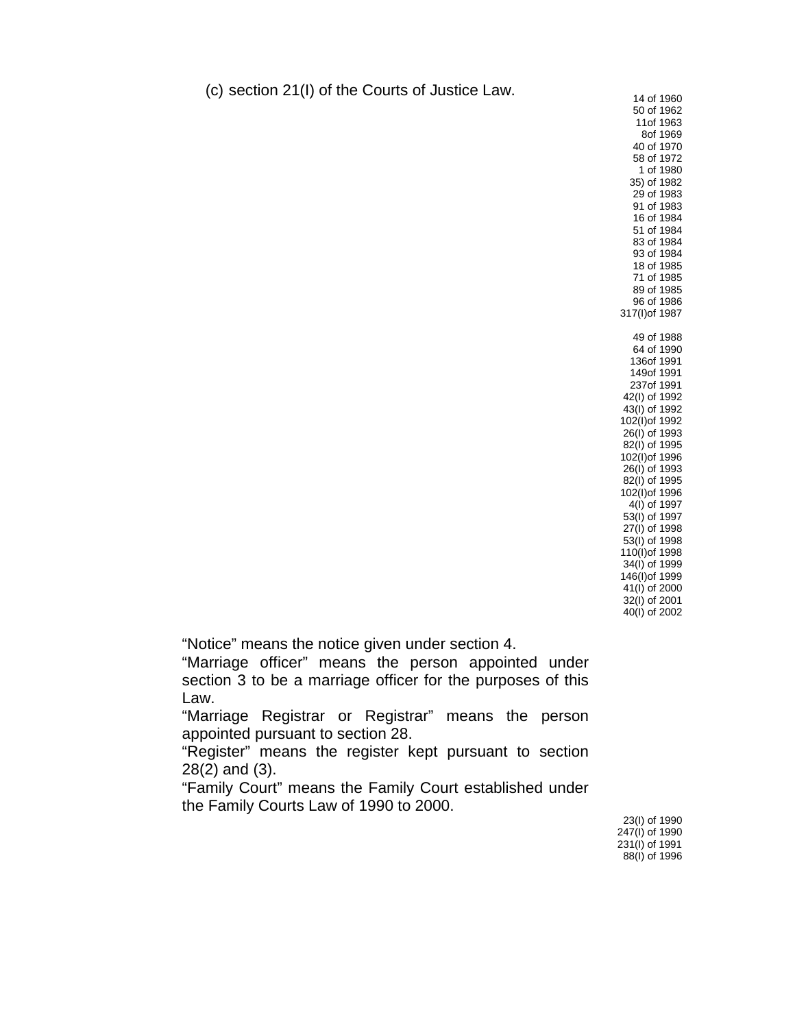(c) section 21(I) of the Courts of Justice Law.

14 of 1960
50 of 1962
11of 1963
8of 1969
40 of 1970
58 of 1972
1 of 1980
35) of 1982
29 of 1983
91 of 1983
16 of 1984
51 of 1984
83 of 1984
93 of 1984
18 of 1985
71 of 1985
89 of 1985
96 of 1986
317(I)of 1987

49 of 1988
64 of 1990
136of 1991
149of 1991
237of 1991
42(I) of 1992
43(I) of 1992
102(I)of 1992
26(I) of 1993
82(I) of 1995
102(I)of 1996
26(I) of 1993
82(I) of 1995
102(I)of 1996
4(I) of 1997
53(I) of 1997
27(I) of 1998
53(I) of 1998
110(I)of 1998
34(I) of 1999
146(I)of 1999
41(I) of 2000
32(I) of 2001
40(I) of 2002

"Notice" means the notice given under section 4.

"Marriage officer" means the person appointed under section 3 to be a marriage officer for the purposes of this Law.

"Marriage Registrar or Registrar" means the person appointed pursuant to section 28.

"Register" means the register kept pursuant to section 28(2) and (3).

"Family Court" means the Family Court established under the Family Courts Law of 1990 to 2000.

23(I) of 1990
247(I) of 1990
231(I) of 1991
88(I) of 1996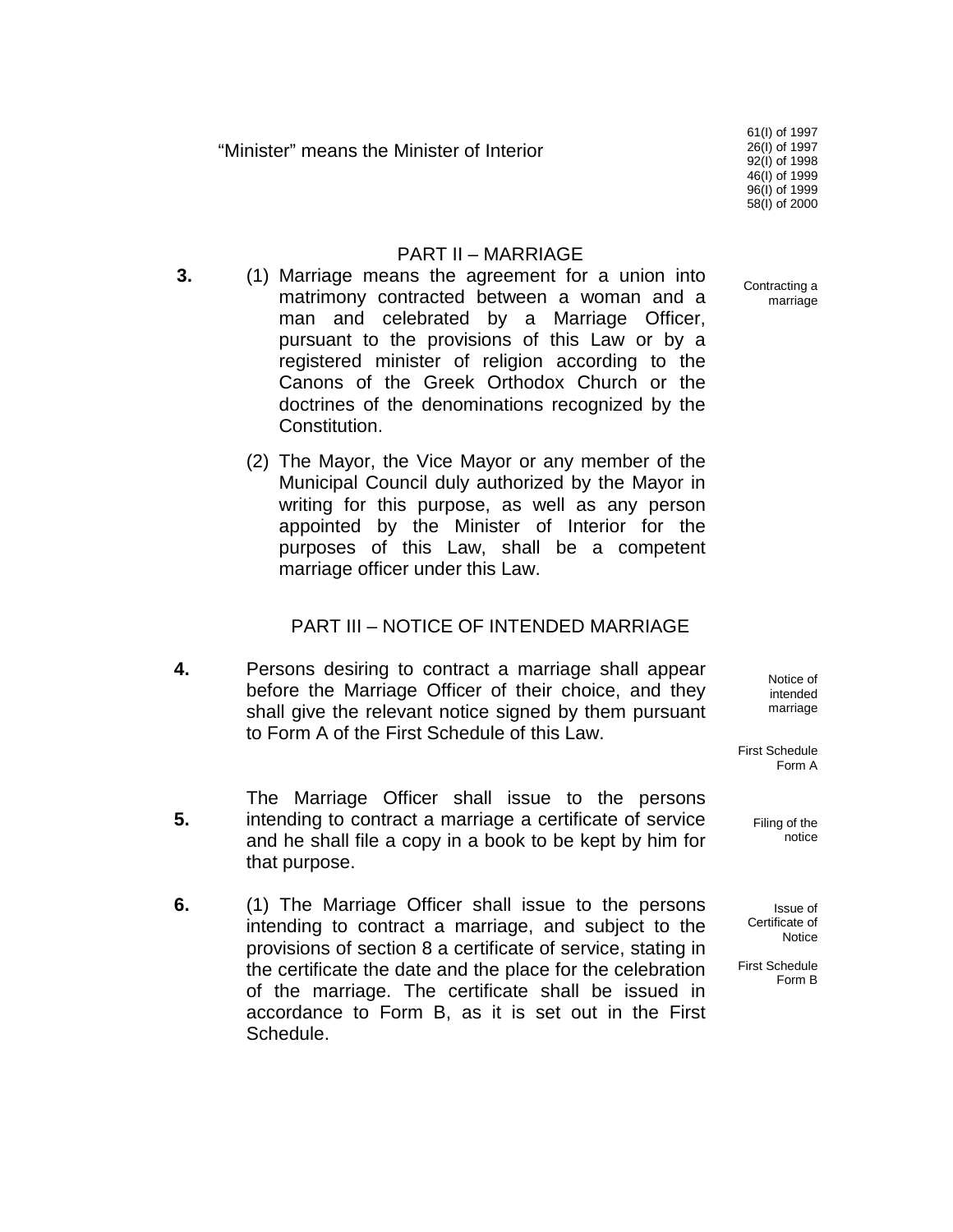"Minister" means the Minister of Interior

61(I) of 1997
26(I) of 1997
92(I) of 1998
46(I) of 1999
96(I) of 1999
58(I) of 2000

## PART II – MARRIAGE

Contracting a marriage

**3.** (1) Marriage means the agreement for a union into matrimony contracted between a woman and a man and celebrated by a Marriage Officer, pursuant to the provisions of this Law or by a registered minister of religion according to the Canons of the Greek Orthodox Church or the doctrines of the denominations recognized by the Constitution.

(2) The Mayor, the Vice Mayor or any member of the Municipal Council duly authorized by the Mayor in writing for this purpose, as well as any person appointed by the Minister of Interior for the purposes of this Law, shall be a competent marriage officer under this Law.

## PART III – NOTICE OF INTENDED MARRIAGE

Notice of intended marriage

First Schedule Form A

**4.** Persons desiring to contract a marriage shall appear before the Marriage Officer of their choice, and they shall give the relevant notice signed by them pursuant to Form A of the First Schedule of this Law.

Filing of the notice

**5.** The Marriage Officer shall issue to the persons intending to contract a marriage a certificate of service and he shall file a copy in a book to be kept by him for that purpose.

Issue of Certificate of Notice

First Schedule Form B

**6.** (1) The Marriage Officer shall issue to the persons intending to contract a marriage, and subject to the provisions of section 8 a certificate of service, stating in the certificate the date and the place for the celebration of the marriage. The certificate shall be issued in accordance to Form B, as it is set out in the First Schedule.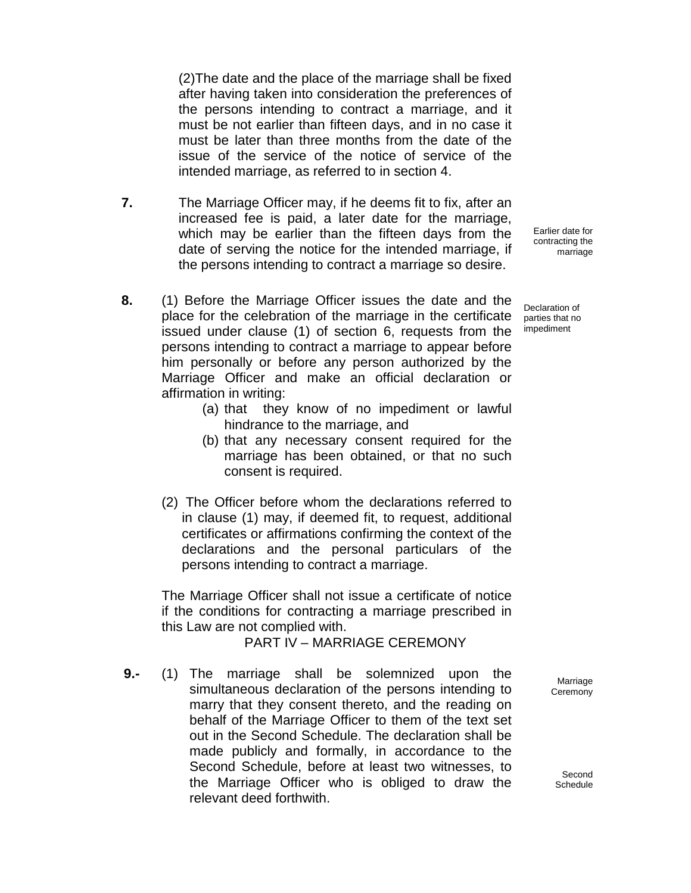(2)The date and the place of the marriage shall be fixed after having taken into consideration the preferences of the persons intending to contract a marriage, and it must be not earlier than fifteen days, and in no case it must be later than three months from the date of the issue of the service of the notice of service of the intended marriage, as referred to in section 4.

Earlier date for contracting the marriage

**7.** The Marriage Officer may, if he deems fit to fix, after an increased fee is paid, a later date for the marriage, which may be earlier than the fifteen days from the date of serving the notice for the intended marriage, if the persons intending to contract a marriage so desire.

Declaration of parties that no impediment

**8.** (1) Before the Marriage Officer issues the date and the place for the celebration of the marriage in the certificate issued under clause (1) of section 6, requests from the persons intending to contract a marriage to appear before him personally or before any person authorized by the Marriage Officer and make an official declaration or affirmation in writing:

(a) that they know of no impediment or lawful hindrance to the marriage, and

(b) that any necessary consent required for the marriage has been obtained, or that no such consent is required.

(2) The Officer before whom the declarations referred to in clause (1) may, if deemed fit, to request, additional certificates or affirmations confirming the context of the declarations and the personal particulars of the persons intending to contract a marriage.

The Marriage Officer shall not issue a certificate of notice if the conditions for contracting a marriage prescribed in this Law are not complied with.

## PART IV – MARRIAGE CEREMONY

Marriage Ceremony

Second Schedule

**9.-** (1) The marriage shall be solemnized upon the simultaneous declaration of the persons intending to marry that they consent thereto, and the reading on behalf of the Marriage Officer to them of the text set out in the Second Schedule. The declaration shall be made publicly and formally, in accordance to the Second Schedule, before at least two witnesses, to the Marriage Officer who is obliged to draw the relevant deed forthwith.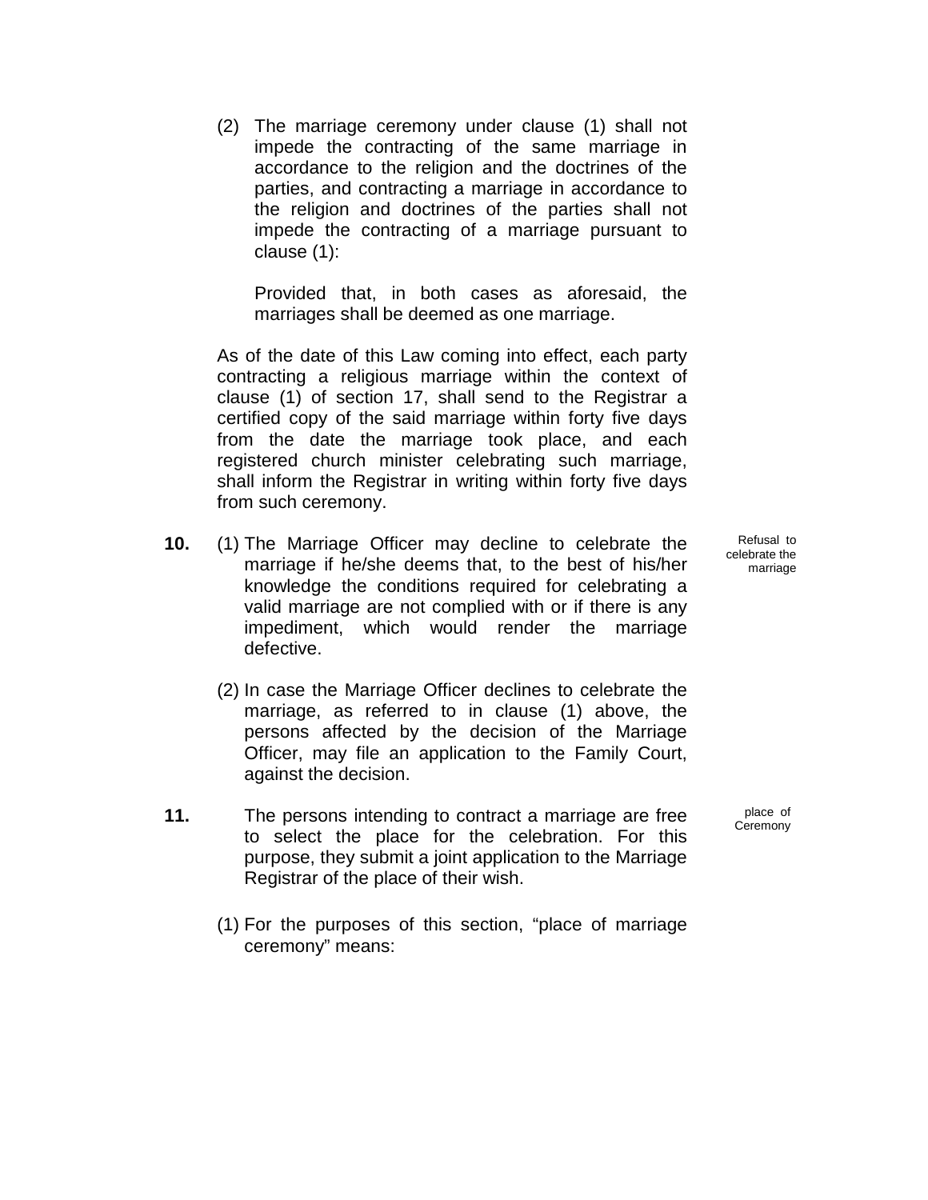(2) The marriage ceremony under clause (1) shall not impede the contracting of the same marriage in accordance to the religion and the doctrines of the parties, and contracting a marriage in accordance to the religion and doctrines of the parties shall not impede the contracting of a marriage pursuant to clause (1):

Provided that, in both cases as aforesaid, the marriages shall be deemed as one marriage.

As of the date of this Law coming into effect, each party contracting a religious marriage within the context of clause (1) of section 17, shall send to the Registrar a certified copy of the said marriage within forty five days from the date the marriage took place, and each registered church minister celebrating such marriage, shall inform the Registrar in writing within forty five days from such ceremony.

*Refusal to celebrate the marriage*

**10.** (1) The Marriage Officer may decline to celebrate the marriage if he/she deems that, to the best of his/her knowledge the conditions required for celebrating a valid marriage are not complied with or if there is any impediment, which would render the marriage defective.

(2) In case the Marriage Officer declines to celebrate the marriage, as referred to in clause (1) above, the persons affected by the decision of the Marriage Officer, may file an application to the Family Court, against the decision.

*place of Ceremony*

**11.** The persons intending to contract a marriage are free to select the place for the celebration. For this purpose, they submit a joint application to the Marriage Registrar of the place of their wish.

(1) For the purposes of this section, "place of marriage ceremony" means: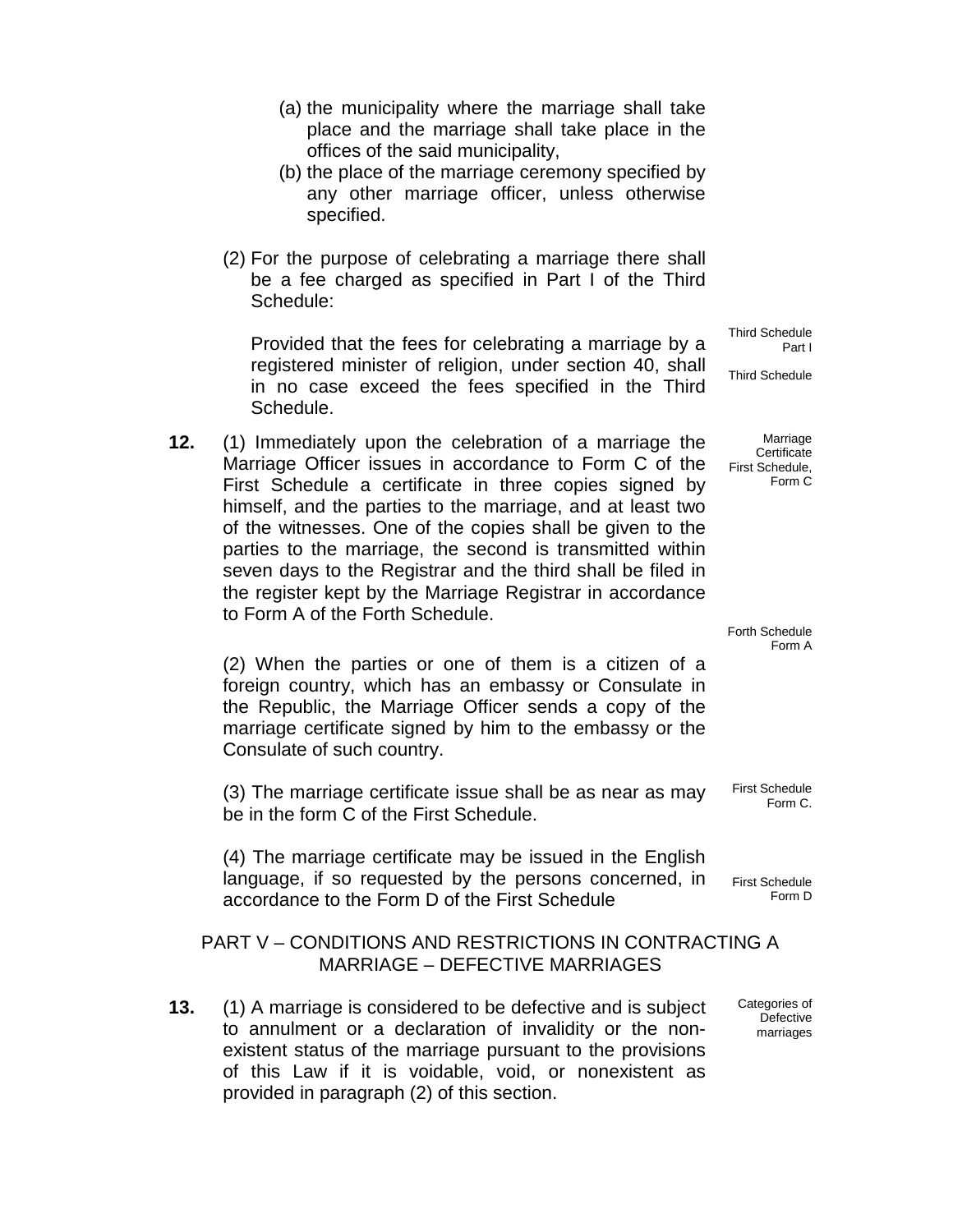(a) the municipality where the marriage shall take place and the marriage shall take place in the offices of the said municipality,

(b) the place of the marriage ceremony specified by any other marriage officer, unless otherwise specified.

(2) For the purpose of celebrating a marriage there shall be a fee charged as specified in Part I of the Third Schedule:

Third Schedule Part I

Provided that the fees for celebrating a marriage by a registered minister of religion, under section 40, shall in no case exceed the fees specified in the Third Schedule.

Third Schedule

**12.** (1) Immediately upon the celebration of a marriage the Marriage Officer issues in accordance to Form C of the First Schedule a certificate in three copies signed by himself, and the parties to the marriage, and at least two of the witnesses. One of the copies shall be given to the parties to the marriage, the second is transmitted within seven days to the Registrar and the third shall be filed in the register kept by the Marriage Registrar in accordance to Form A of the Forth Schedule.

Marriage Certificate First Schedule, Form C

Forth Schedule Form A

(2) When the parties or one of them is a citizen of a foreign country, which has an embassy or Consulate in the Republic, the Marriage Officer sends a copy of the marriage certificate signed by him to the embassy or the Consulate of such country.

(3) The marriage certificate issue shall be as near as may be in the form C of the First Schedule.

First Schedule Form C.

(4) The marriage certificate may be issued in the English language, if so requested by the persons concerned, in accordance to the Form D of the First Schedule

First Schedule Form D

## PART V – CONDITIONS AND RESTRICTIONS IN CONTRACTING A MARRIAGE – DEFECTIVE MARRIAGES

**13.** (1) A marriage is considered to be defective and is subject to annulment or a declaration of invalidity or the non-existent status of the marriage pursuant to the provisions of this Law if it is voidable, void, or nonexistent as provided in paragraph (2) of this section.

Categories of Defective marriages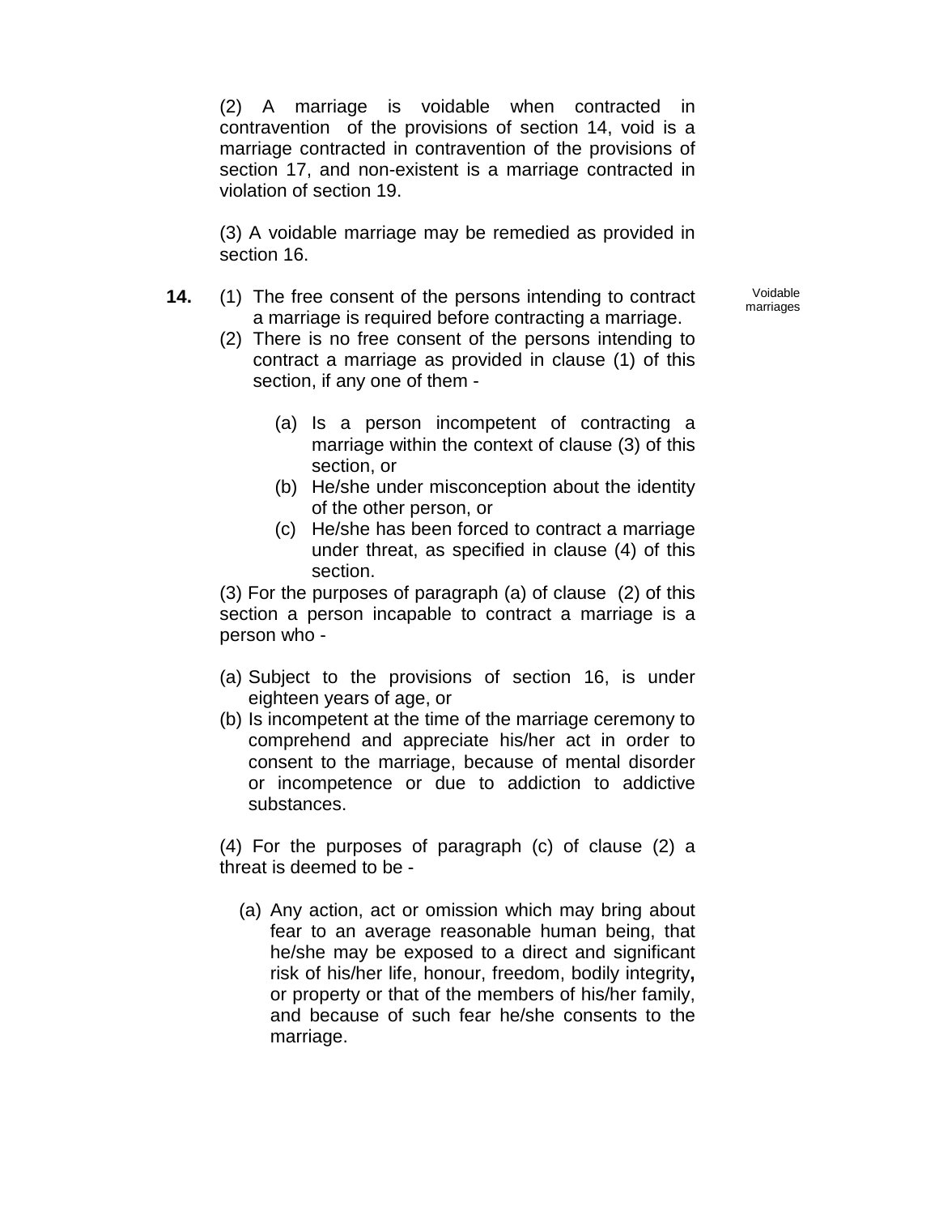(2) A marriage is voidable when contracted in contravention of the provisions of section 14, void is a marriage contracted in contravention of the provisions of section 17, and non-existent is a marriage contracted in violation of section 19.

(3) A voidable marriage may be remedied as provided in section 16.

**14.** Voidable marriages

(1) The free consent of the persons intending to contract a marriage is required before contracting a marriage.

(2) There is no free consent of the persons intending to contract a marriage as provided in clause (1) of this section, if any one of them -

(a) Is a person incompetent of contracting a marriage within the context of clause (3) of this section, or

(b) He/she under misconception about the identity of the other person, or

(c) He/she has been forced to contract a marriage under threat, as specified in clause (4) of this section.

(3) For the purposes of paragraph (a) of clause (2) of this section a person incapable to contract a marriage is a person who -

(a) Subject to the provisions of section 16, is under eighteen years of age, or

(b) Is incompetent at the time of the marriage ceremony to comprehend and appreciate his/her act in order to consent to the marriage, because of mental disorder or incompetence or due to addiction to addictive substances.

(4) For the purposes of paragraph (c) of clause (2) a threat is deemed to be -

(a) Any action, act or omission which may bring about fear to an average reasonable human being, that he/she may be exposed to a direct and significant risk of his/her life, honour, freedom, bodily integrity**,** or property or that of the members of his/her family, and because of such fear he/she consents to the marriage.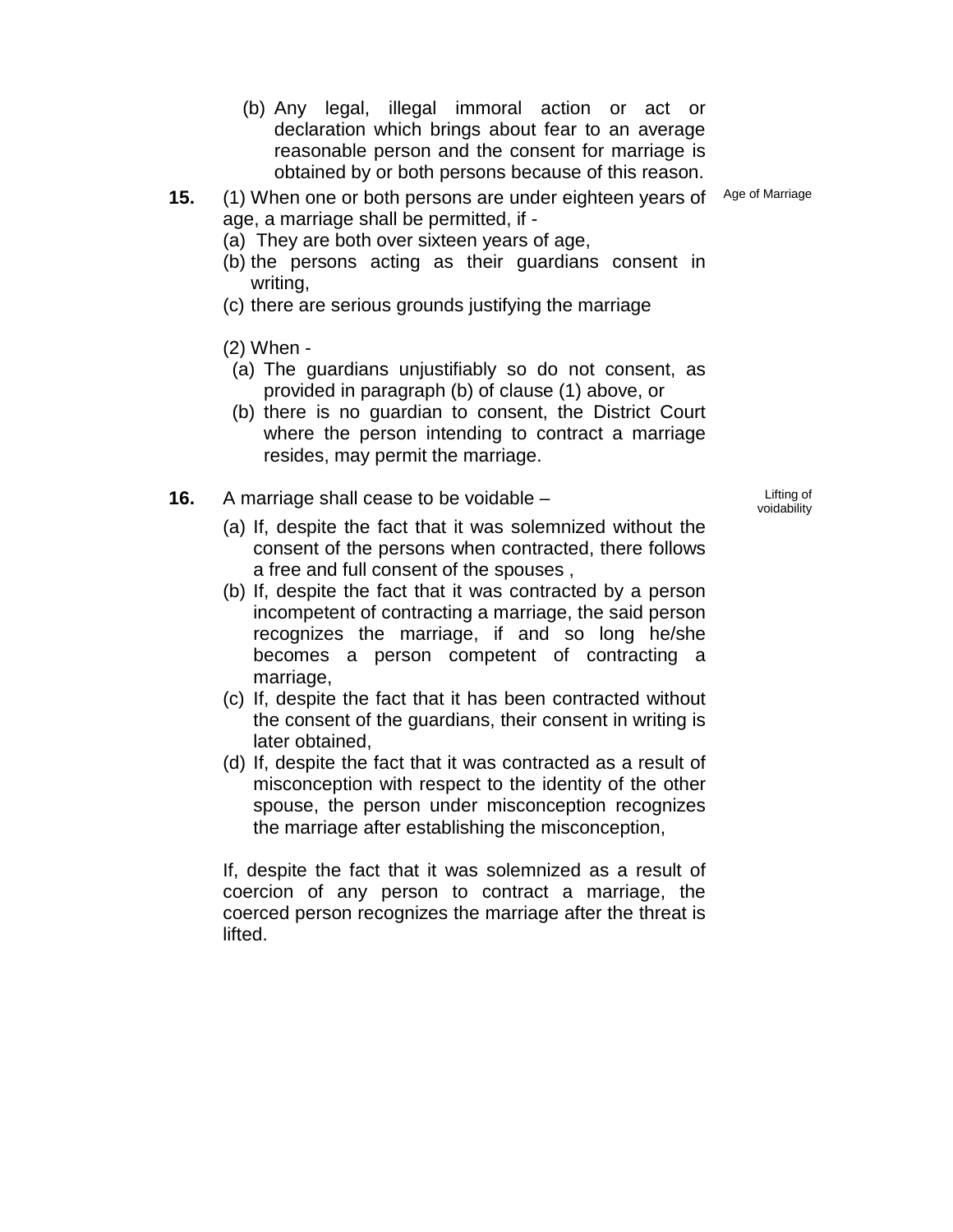(b) Any legal, illegal immoral action or act or declaration which brings about fear to an average reasonable person and the consent for marriage is obtained by or both persons because of this reason.

**15.** Age of Marriage

(1) When one or both persons are under eighteen years of age, a marriage shall be permitted, if -

(a) They are both over sixteen years of age,

(b) the persons acting as their guardians consent in writing,

(c) there are serious grounds justifying the marriage

(2) When -

(a) The guardians unjustifiably so do not consent, as provided in paragraph (b) of clause (1) above, or

(b) there is no guardian to consent, the District Court where the person intending to contract a marriage resides, may permit the marriage.

**16.** Lifting of voidability

A marriage shall cease to be voidable –

(a) If, despite the fact that it was solemnized without the consent of the persons when contracted, there follows a free and full consent of the spouses ,

(b) If, despite the fact that it was contracted by a person incompetent of contracting a marriage, the said person recognizes the marriage, if and so long he/she becomes a person competent of contracting a marriage,

(c) If, despite the fact that it has been contracted without the consent of the guardians, their consent in writing is later obtained,

(d) If, despite the fact that it was contracted as a result of misconception with respect to the identity of the other spouse, the person under misconception recognizes the marriage after establishing the misconception,

If, despite the fact that it was solemnized as a result of coercion of any person to contract a marriage, the coerced person recognizes the marriage after the threat is lifted.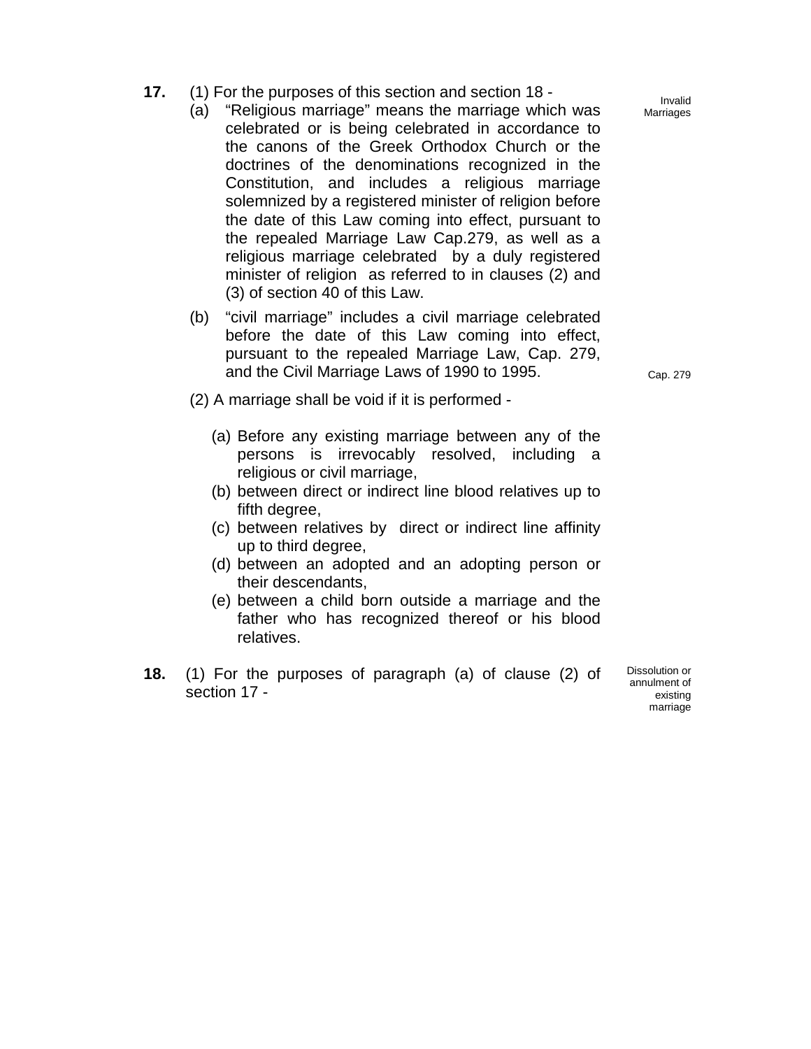**17.** (1) For the purposes of this section and section 18 -

*Invalid Marriages*

(a) "Religious marriage" means the marriage which was celebrated or is being celebrated in accordance to the canons of the Greek Orthodox Church or the doctrines of the denominations recognized in the Constitution, and includes a religious marriage solemnized by a registered minister of religion before the date of this Law coming into effect, pursuant to the repealed Marriage Law Cap.279, as well as a religious marriage celebrated by a duly registered minister of religion as referred to in clauses (2) and (3) of section 40 of this Law.

(b) "civil marriage" includes a civil marriage celebrated before the date of this Law coming into effect, pursuant to the repealed Marriage Law, Cap. 279, and the Civil Marriage Laws of 1990 to 1995.

*Cap. 279*

(2) A marriage shall be void if it is performed -

(a) Before any existing marriage between any of the persons is irrevocably resolved, including a religious or civil marriage,
(b) between direct or indirect line blood relatives up to fifth degree,
(c) between relatives by direct or indirect line affinity up to third degree,
(d) between an adopted and an adopting person or their descendants,
(e) between a child born outside a marriage and the father who has recognized thereof or his blood relatives.

**18.** (1) For the purposes of paragraph (a) of clause (2) of section 17 -

*Dissolution or annulment of existing marriage*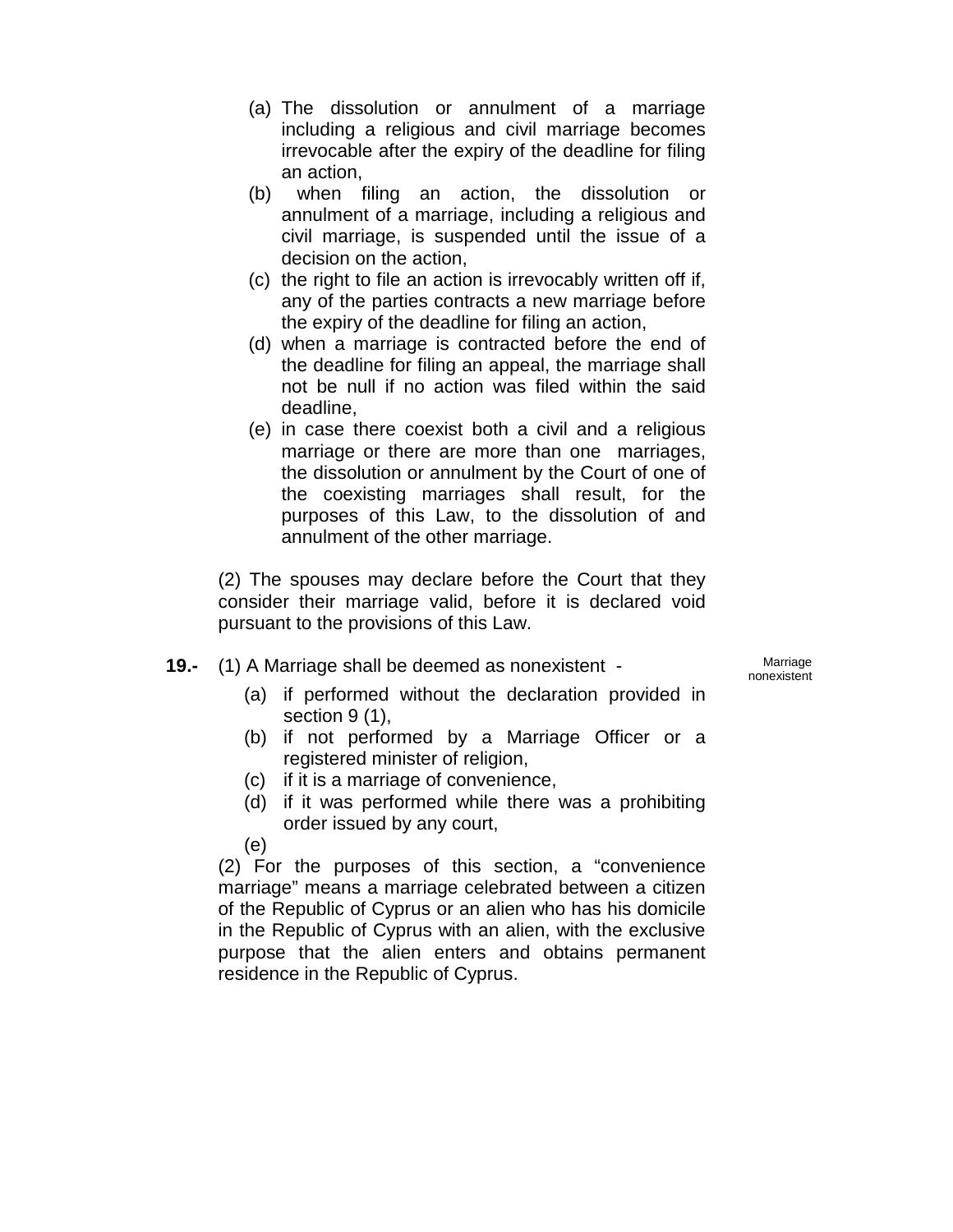(a) The dissolution or annulment of a marriage including a religious and civil marriage becomes irrevocable after the expiry of the deadline for filing an action,

(b) when filing an action, the dissolution or annulment of a marriage, including a religious and civil marriage, is suspended until the issue of a decision on the action,

(c) the right to file an action is irrevocably written off if, any of the parties contracts a new marriage before the expiry of the deadline for filing an action,

(d) when a marriage is contracted before the end of the deadline for filing an appeal, the marriage shall not be null if no action was filed within the said deadline,

(e) in case there coexist both a civil and a religious marriage or there are more than one marriages, the dissolution or annulment by the Court of one of the coexisting marriages shall result, for the purposes of this Law, to the dissolution of and annulment of the other marriage.

(2) The spouses may declare before the Court that they consider their marriage valid, before it is declared void pursuant to the provisions of this Law.

**19.-** (1) A Marriage shall be deemed as nonexistent -

Marriage nonexistent

(a) if performed without the declaration provided in section 9 (1),

(b) if not performed by a Marriage Officer or a registered minister of religion,

(c) if it is a marriage of convenience,

(d) if it was performed while there was a prohibiting order issued by any court,

(e)

(2) For the purposes of this section, a "convenience marriage" means a marriage celebrated between a citizen of the Republic of Cyprus or an alien who has his domicile in the Republic of Cyprus with an alien, with the exclusive purpose that the alien enters and obtains permanent residence in the Republic of Cyprus.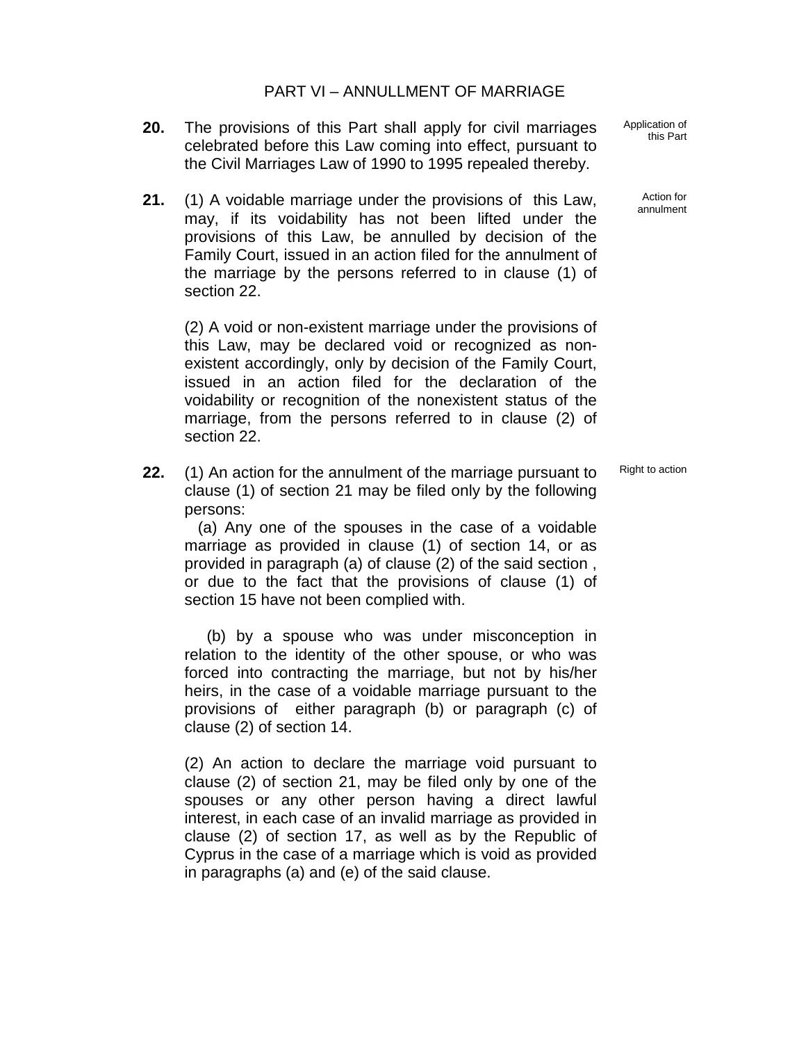## PART VI – ANNULLMENT OF MARRIAGE

**20.** The provisions of this Part shall apply for civil marriages celebrated before this Law coming into effect, pursuant to the Civil Marriages Law of 1990 to 1995 repealed thereby.

Application of this Part

**21.** (1) A voidable marriage under the provisions of this Law, may, if its voidability has not been lifted under the provisions of this Law, be annulled by decision of the Family Court, issued in an action filed for the annulment of the marriage by the persons referred to in clause (1) of section 22.

Action for annulment

(2) A void or non-existent marriage under the provisions of this Law, may be declared void or recognized as non-existent accordingly, only by decision of the Family Court, issued in an action filed for the declaration of the voidability or recognition of the nonexistent status of the marriage, from the persons referred to in clause (2) of section 22.

**22.** (1) An action for the annulment of the marriage pursuant to clause (1) of section 21 may be filed only by the following persons:

Right to action

(a) Any one of the spouses in the case of a voidable marriage as provided in clause (1) of section 14, or as provided in paragraph (a) of clause (2) of the said section , or due to the fact that the provisions of clause (1) of section 15 have not been complied with.

(b) by a spouse who was under misconception in relation to the identity of the other spouse, or who was forced into contracting the marriage, but not by his/her heirs, in the case of a voidable marriage pursuant to the provisions of either paragraph (b) or paragraph (c) of clause (2) of section 14.

(2) An action to declare the marriage void pursuant to clause (2) of section 21, may be filed only by one of the spouses or any other person having a direct lawful interest, in each case of an invalid marriage as provided in clause (2) of section 17, as well as by the Republic of Cyprus in the case of a marriage which is void as provided in paragraphs (a) and (e) of the said clause.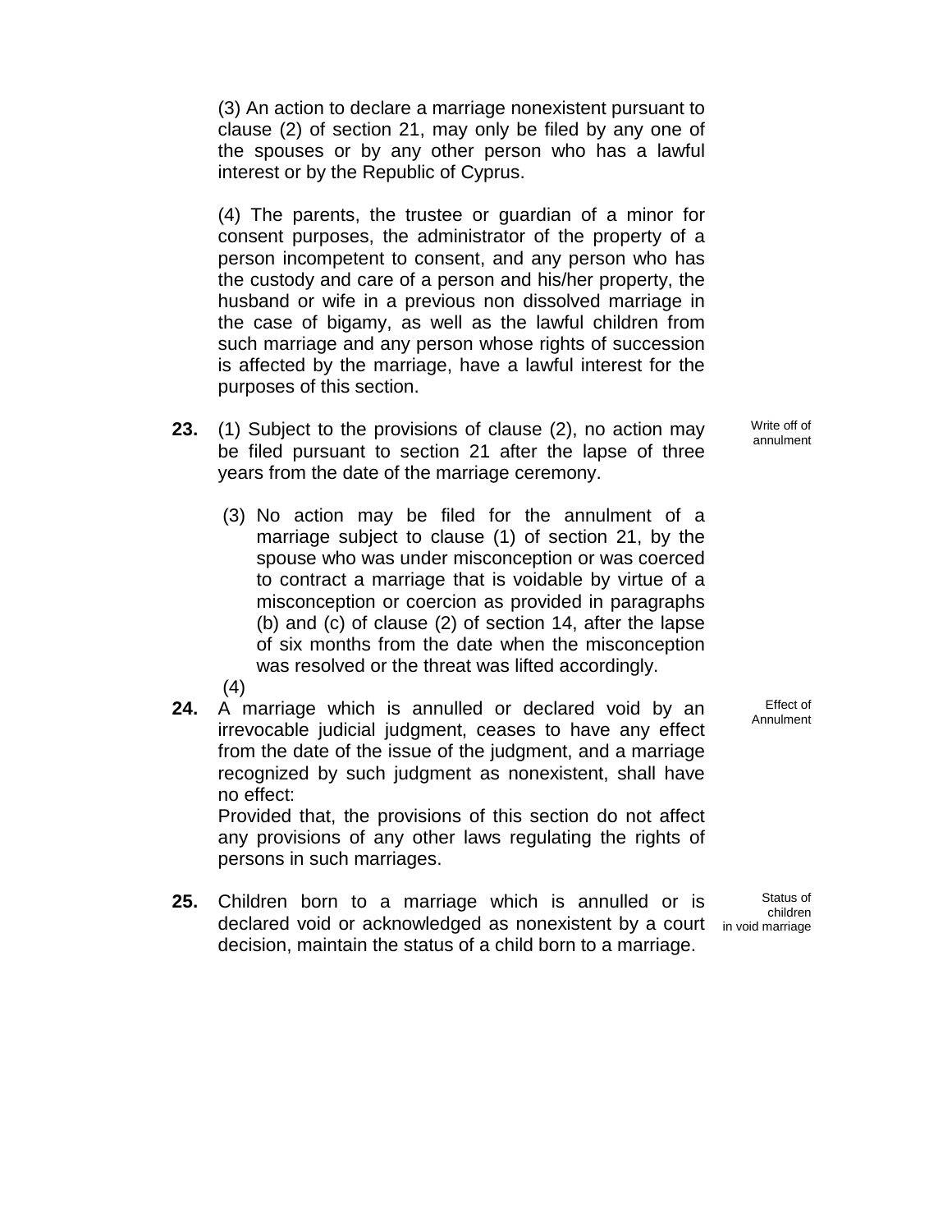(3) An action to declare a marriage nonexistent pursuant to clause (2) of section 21, may only be filed by any one of the spouses or by any other person who has a lawful interest or by the Republic of Cyprus.

(4) The parents, the trustee or guardian of a minor for consent purposes, the administrator of the property of a person incompetent to consent, and any person who has the custody and care of a person and his/her property, the husband or wife in a previous non dissolved marriage in the case of bigamy, as well as the lawful children from such marriage and any person whose rights of succession is affected by the marriage, have a lawful interest for the purposes of this section.

**23.** (1) Subject to the provisions of clause (2), no action may be filed pursuant to section 21 after the lapse of three years from the date of the marriage ceremony. *Write off of annulment*

(3) No action may be filed for the annulment of a marriage subject to clause (1) of section 21, by the spouse who was under misconception or was coerced to contract a marriage that is voidable by virtue of a misconception or coercion as provided in paragraphs (b) and (c) of clause (2) of section 14, after the lapse of six months from the date when the misconception was resolved or the threat was lifted accordingly.

(4)

**24.** A marriage which is annulled or declared void by an irrevocable judicial judgment, ceases to have any effect from the date of the issue of the judgment, and a marriage recognized by such judgment as nonexistent, shall have no effect: *Effect of Annulment*

Provided that, the provisions of this section do not affect any provisions of any other laws regulating the rights of persons in such marriages.

**25.** Children born to a marriage which is annulled or is declared void or acknowledged as nonexistent by a court decision, maintain the status of a child born to a marriage. *Status of children in void marriage*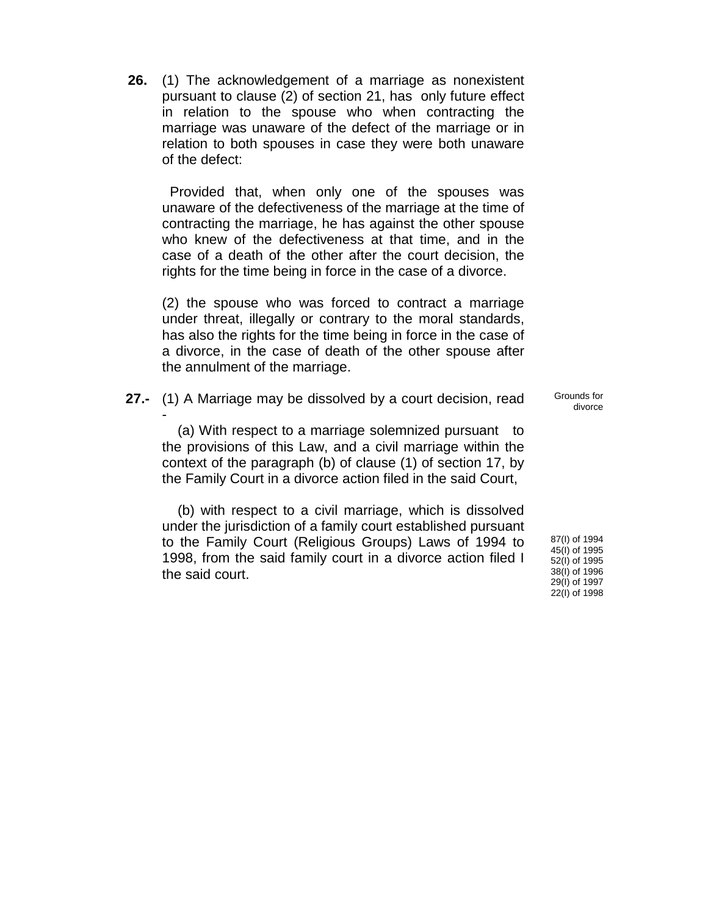**26.** (1) The acknowledgement of a marriage as nonexistent pursuant to clause (2) of section 21, has only future effect in relation to the spouse who when contracting the marriage was unaware of the defect of the marriage or in relation to both spouses in case they were both unaware of the defect:

Provided that, when only one of the spouses was unaware of the defectiveness of the marriage at the time of contracting the marriage, he has against the other spouse who knew of the defectiveness at that time, and in the case of a death of the other after the court decision, the rights for the time being in force in the case of a divorce.

(2) the spouse who was forced to contract a marriage under threat, illegally or contrary to the moral standards, has also the rights for the time being in force in the case of a divorce, in the case of death of the other spouse after the annulment of the marriage.

Grounds for divorce

**27.-** (1) A Marriage may be dissolved by a court decision, read -

(a) With respect to a marriage solemnized pursuant to the provisions of this Law, and a civil marriage within the context of the paragraph (b) of clause (1) of section 17, by the Family Court in a divorce action filed in the said Court,

(b) with respect to a civil marriage, which is dissolved under the jurisdiction of a family court established pursuant to the Family Court (Religious Groups) Laws of 1994 to 1998, from the said family court in a divorce action filed I the said court.

87(I) of 1994
45(I) of 1995
52(I) of 1995
38(I) of 1996
29(I) of 1997
22(I) of 1998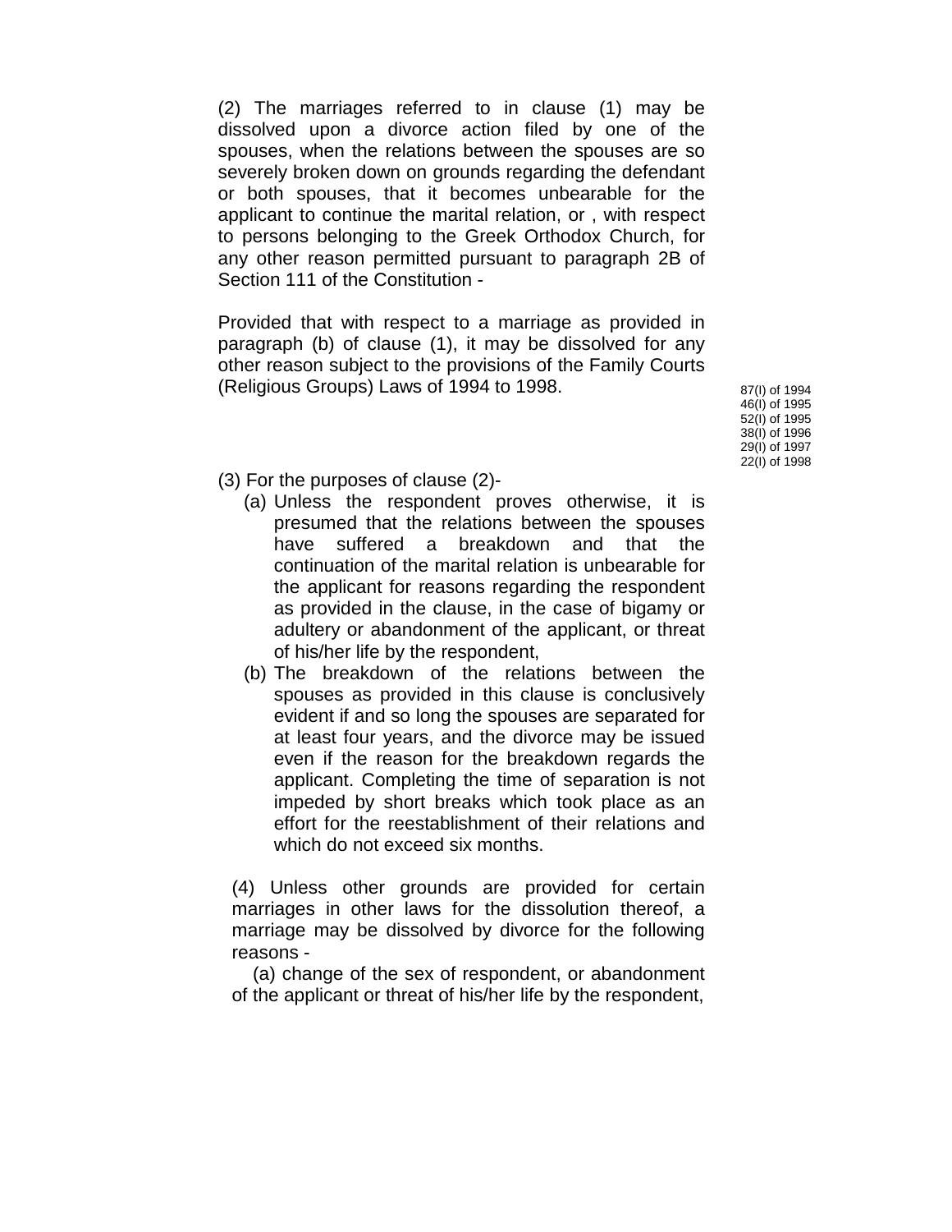(2) The marriages referred to in clause (1) may be dissolved upon a divorce action filed by one of the spouses, when the relations between the spouses are so severely broken down on grounds regarding the defendant or both spouses, that it becomes unbearable for the applicant to continue the marital relation, or , with respect to persons belonging to the Greek Orthodox Church, for any other reason permitted pursuant to paragraph 2B of Section 111 of the Constitution -

Provided that with respect to a marriage as provided in paragraph (b) of clause (1), it may be dissolved for any other reason subject to the provisions of the Family Courts (Religious Groups) Laws of 1994 to 1998.

87(I) of 1994
46(I) of 1995
52(I) of 1995
38(I) of 1996
29(I) of 1997
22(I) of 1998

(3) For the purposes of clause (2)-

(a) Unless the respondent proves otherwise, it is presumed that the relations between the spouses have suffered a breakdown and that the continuation of the marital relation is unbearable for the applicant for reasons regarding the respondent as provided in the clause, in the case of bigamy or adultery or abandonment of the applicant, or threat of his/her life by the respondent,

(b) The breakdown of the relations between the spouses as provided in this clause is conclusively evident if and so long the spouses are separated for at least four years, and the divorce may be issued even if the reason for the breakdown regards the applicant. Completing the time of separation is not impeded by short breaks which took place as an effort for the reestablishment of their relations and which do not exceed six months.

(4) Unless other grounds are provided for certain marriages in other laws for the dissolution thereof, a marriage may be dissolved by divorce for the following reasons -

(a) change of the sex of respondent, or abandonment of the applicant or threat of his/her life by the respondent,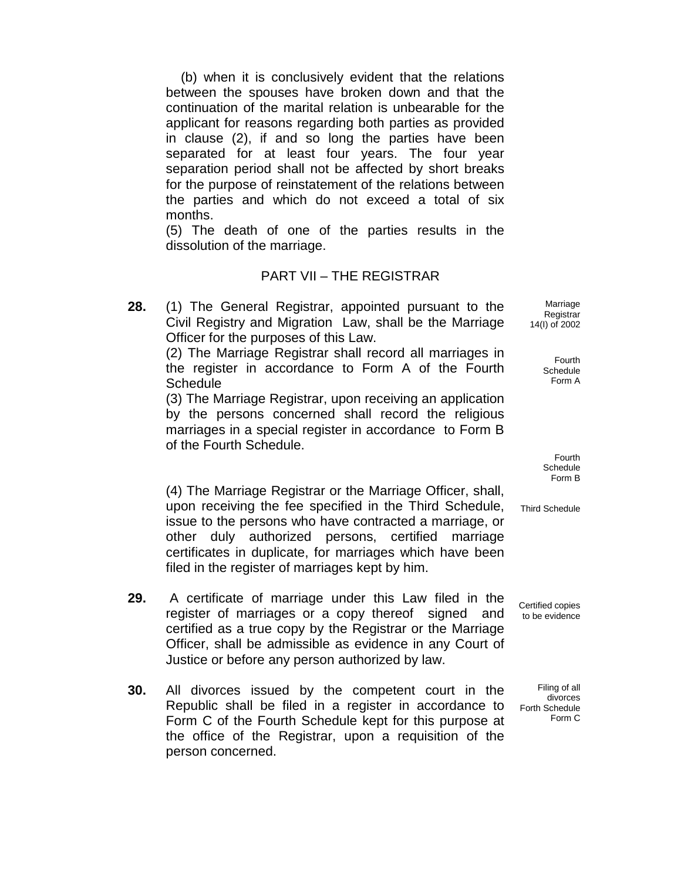(b) when it is conclusively evident that the relations between the spouses have broken down and that the continuation of the marital relation is unbearable for the applicant for reasons regarding both parties as provided in clause (2), if and so long the parties have been separated for at least four years. The four year separation period shall not be affected by short breaks for the purpose of reinstatement of the relations between the parties and which do not exceed a total of six months.

(5) The death of one of the parties results in the dissolution of the marriage.

## PART VII – THE REGISTRAR

*Marriage Registrar 14(I) of 2002*

**28.** (1) The General Registrar, appointed pursuant to the Civil Registry and Migration Law, shall be the Marriage Officer for the purposes of this Law.

*Fourth Schedule Form A*

(2) The Marriage Registrar shall record all marriages in the register in accordance to Form A of the Fourth Schedule

*Fourth Schedule Form B*

(3) The Marriage Registrar, upon receiving an application by the persons concerned shall record the religious marriages in a special register in accordance to Form B of the Fourth Schedule.

*Third Schedule*

(4) The Marriage Registrar or the Marriage Officer, shall, upon receiving the fee specified in the Third Schedule, issue to the persons who have contracted a marriage, or other duly authorized persons, certified marriage certificates in duplicate, for marriages which have been filed in the register of marriages kept by him.

*Certified copies to be evidence*

**29.** A certificate of marriage under this Law filed in the register of marriages or a copy thereof signed and certified as a true copy by the Registrar or the Marriage Officer, shall be admissible as evidence in any Court of Justice or before any person authorized by law.

*Filing of all divorces Forth Schedule Form C*

**30.** All divorces issued by the competent court in the Republic shall be filed in a register in accordance to Form C of the Fourth Schedule kept for this purpose at the office of the Registrar, upon a requisition of the person concerned.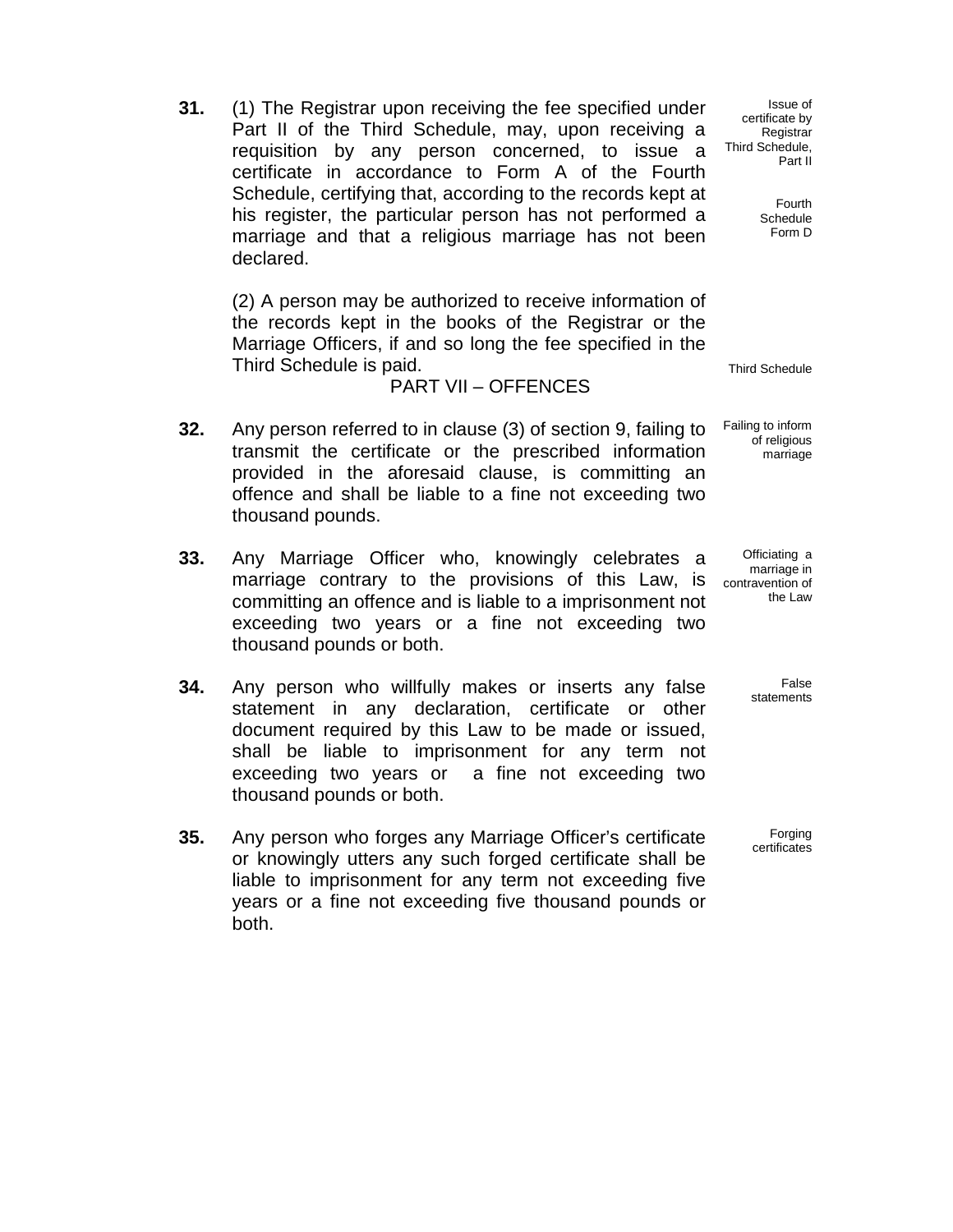**31.** (1) The Registrar upon receiving the fee specified under Part II of the Third Schedule, may, upon receiving a requisition by any person concerned, to issue a certificate in accordance to Form A of the Fourth Schedule, certifying that, according to the records kept at his register, the particular person has not performed a marriage and that a religious marriage has not been declared.

*Issue of certificate by Registrar Third Schedule, Part II*

*Fourth Schedule Form D*

(2) A person may be authorized to receive information of the records kept in the books of the Registrar or the Marriage Officers, if and so long the fee specified in the Third Schedule is paid.

*Third Schedule*

## PART VII – OFFENCES

**32.** Any person referred to in clause (3) of section 9, failing to transmit the certificate or the prescribed information provided in the aforesaid clause, is committing an offence and shall be liable to a fine not exceeding two thousand pounds.

*Failing to inform of religious marriage*

**33.** Any Marriage Officer who, knowingly celebrates a marriage contrary to the provisions of this Law, is committing an offence and is liable to a imprisonment not exceeding two years or a fine not exceeding two thousand pounds or both.

*Officiating a marriage in contravention of the Law*

**34.** Any person who willfully makes or inserts any false statement in any declaration, certificate or other document required by this Law to be made or issued, shall be liable to imprisonment for any term not exceeding two years or a fine not exceeding two thousand pounds or both.

*False statements*

**35.** Any person who forges any Marriage Officer's certificate or knowingly utters any such forged certificate shall be liable to imprisonment for any term not exceeding five years or a fine not exceeding five thousand pounds or both.

*Forging certificates*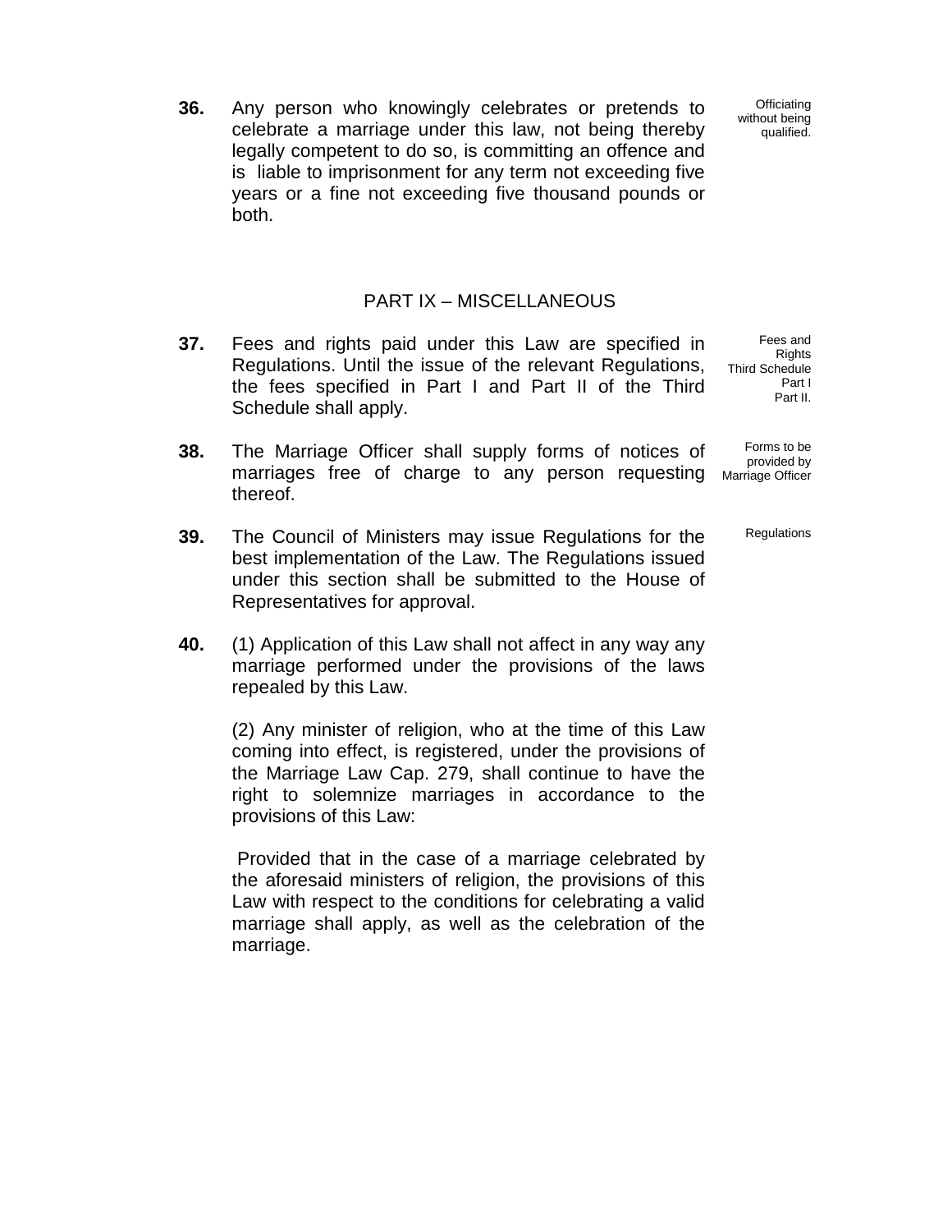**36.** Any person who knowingly celebrates or pretends to celebrate a marriage under this law, not being thereby legally competent to do so, is committing an offence and is liable to imprisonment for any term not exceeding five years or a fine not exceeding five thousand pounds or both.

*Officiating without being qualified.*

## PART IX – MISCELLANEOUS

**37.** Fees and rights paid under this Law are specified in Regulations. Until the issue of the relevant Regulations, the fees specified in Part I and Part II of the Third Schedule shall apply.

*Fees and Rights Third Schedule Part I Part II.*

**38.** The Marriage Officer shall supply forms of notices of marriages free of charge to any person requesting thereof.

*Forms to be provided by Marriage Officer*

**39.** The Council of Ministers may issue Regulations for the best implementation of the Law. The Regulations issued under this section shall be submitted to the House of Representatives for approval.

*Regulations*

**40.** (1) Application of this Law shall not affect in any way any marriage performed under the provisions of the laws repealed by this Law.

(2) Any minister of religion, who at the time of this Law coming into effect, is registered, under the provisions of the Marriage Law Cap. 279, shall continue to have the right to solemnize marriages in accordance to the provisions of this Law:

Provided that in the case of a marriage celebrated by the aforesaid ministers of religion, the provisions of this Law with respect to the conditions for celebrating a valid marriage shall apply, as well as the celebration of the marriage.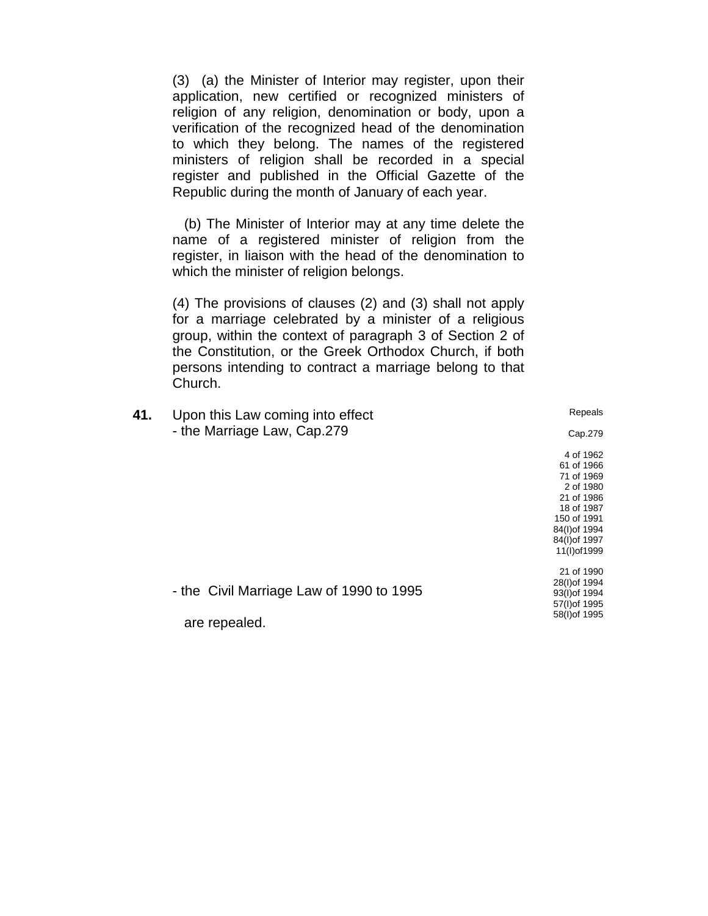(3) (a) the Minister of Interior may register, upon their application, new certified or recognized ministers of religion of any religion, denomination or body, upon a verification of the recognized head of the denomination to which they belong. The names of the registered ministers of religion shall be recorded in a special register and published in the Official Gazette of the Republic during the month of January of each year.

(b) The Minister of Interior may at any time delete the name of a registered minister of religion from the register, in liaison with the head of the denomination to which the minister of religion belongs.

(4) The provisions of clauses (2) and (3) shall not apply for a marriage celebrated by a minister of a religious group, within the context of paragraph 3 of Section 2 of the Constitution, or the Greek Orthodox Church, if both persons intending to contract a marriage belong to that Church.

Repeals

**41.** Upon this Law coming into effect

- the Marriage Law, Cap.279

Cap.279
4 of 1962
61 of 1966
71 of 1969
2 of 1980
21 of 1986
18 of 1987
150 of 1991
84(I)of 1994
84(I)of 1997
11(I)of1999

- the Civil Marriage Law of 1990 to 1995

21 of 1990
28(I)of 1994
93(I)of 1994
57(I)of 1995
58(I)of 1995

are repealed.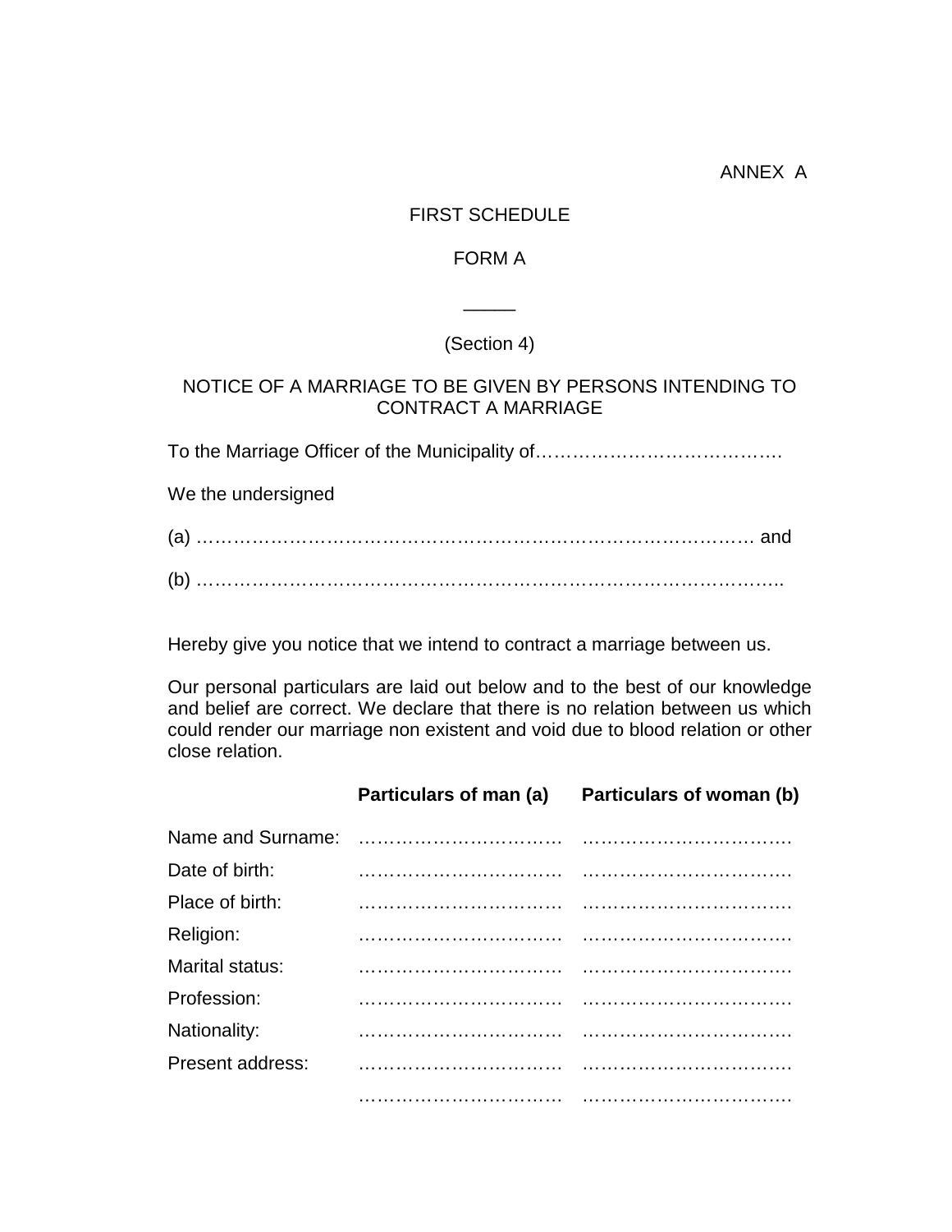ANNEX A

FIRST SCHEDULE

FORM A

_____

(Section 4)

NOTICE OF A MARRIAGE TO BE GIVEN BY PERSONS INTENDING TO CONTRACT A MARRIAGE

To the Marriage Officer of the Municipality of………………………………….

We the undersigned

(a) ……………………………………………………………………………… and

(b) ………………………………………………………………………………..

Hereby give you notice that we intend to contract a marriage between us.

Our personal particulars are laid out below and to the best of our knowledge and belief are correct. We declare that there is no relation between us which could render our marriage non existent and void due to blood relation or other close relation.

| | **Particulars of man (a)** | **Particulars of woman (b)** |
|---|---|---|
| Name and Surname: | …………………………… | …………………………… |
| Date of birth: | …………………………… | …………………………… |
| Place of birth: | …………………………… | …………………………… |
| Religion: | …………………………… | …………………………… |
| Marital status: | …………………………… | …………………………… |
| Profession: | …………………………… | …………………………… |
| Nationality: | …………………………… | …………………………… |
| Present address: | …………………………… | …………………………… |
| | …………………………… | …………………………… |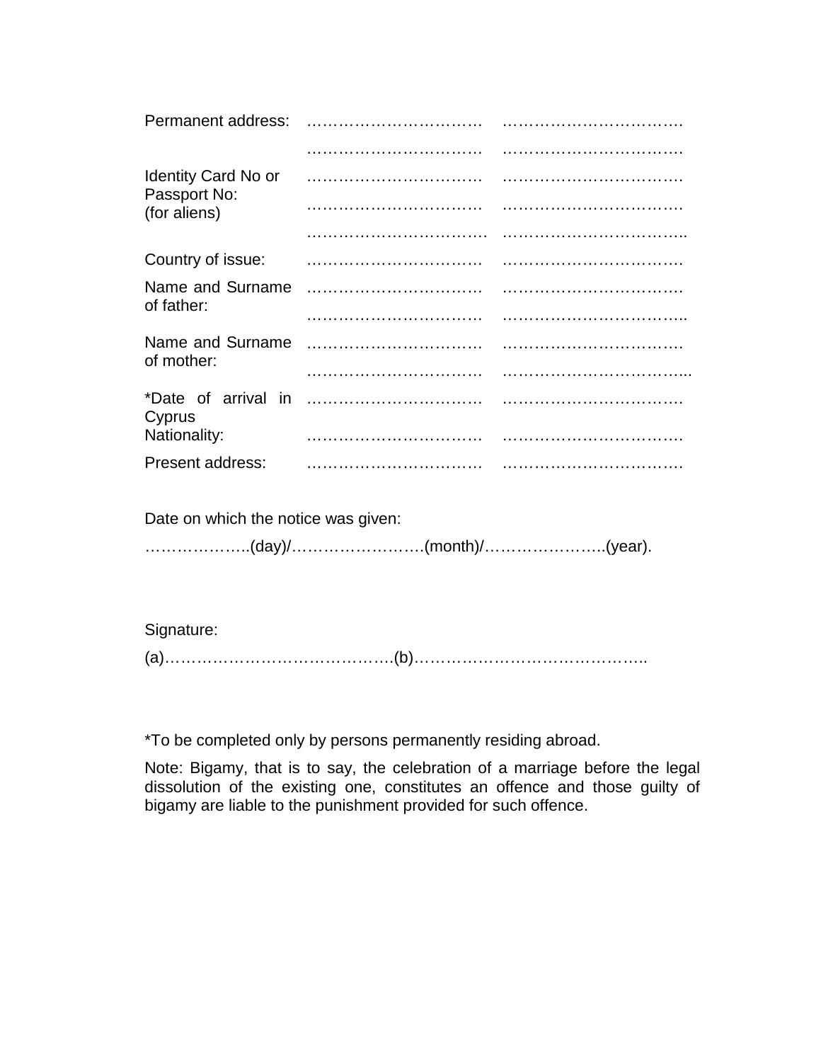| | | |
|---|---|---|
| Permanent address: | …………………………… | …………………………… |
| | …………………………… | …………………………… |
| Identity Card No or Passport No: (for aliens) | …………………………… | …………………………… |
| | …………………………… | …………………………… |
| | …………………………… | …………………………… |
| Country of issue: | …………………………… | …………………………… |
| Name and Surname of father: | …………………………… | …………………………… |
| | …………………………… | …………………………… |
| Name and Surname of mother: | …………………………… | …………………………… |
| | …………………………… | …………………………… |
| *Date of arrival in Cyprus | …………………………… | …………………………… |
| Nationality: | …………………………… | …………………………… |
| Present address: | …………………………… | …………………………… |

Date on which the notice was given:

………………..(day)/…………………….(month)/…………………..(year).

Signature:

(a)…………………………………….(b)……………………………………..

*To be completed only by persons permanently residing abroad.

Note: Bigamy, that is to say, the celebration of a marriage before the legal dissolution of the existing one, constitutes an offence and those guilty of bigamy are liable to the punishment provided for such offence.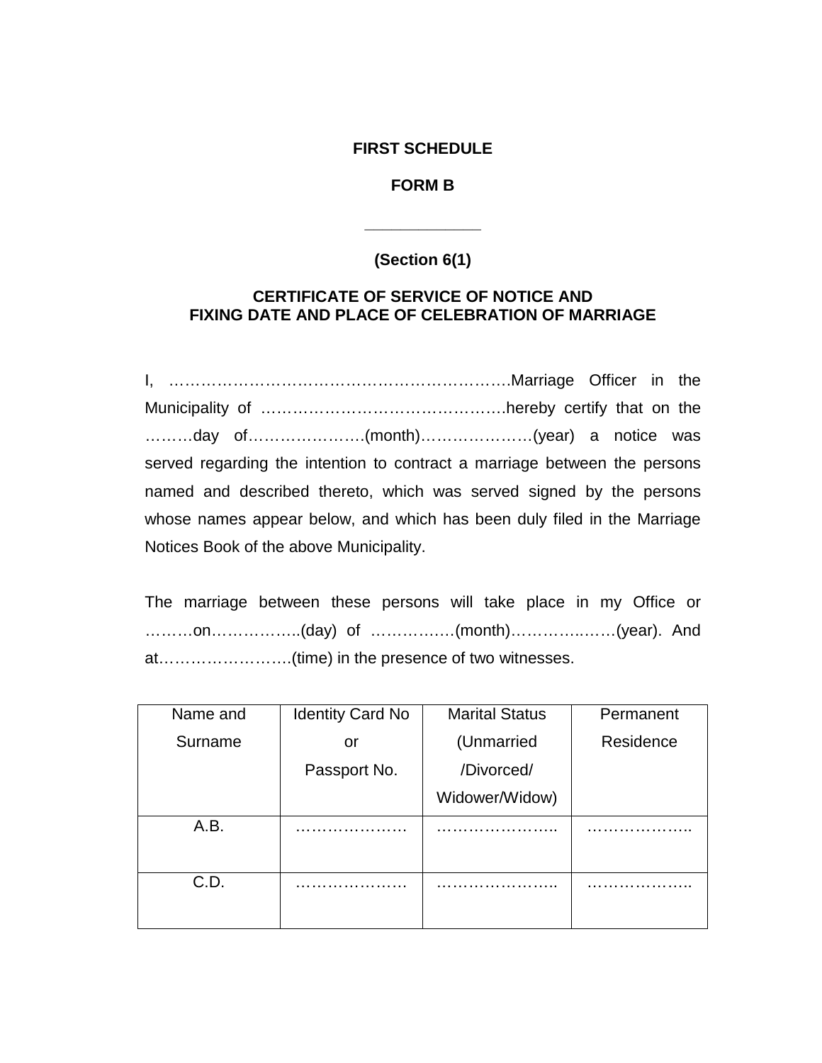**FIRST SCHEDULE**

**FORM B**

---

**(Section 6(1)**

**CERTIFICATE OF SERVICE OF NOTICE AND FIXING DATE AND PLACE OF CELEBRATION OF MARRIAGE**

I, ……………………………………………………….Marriage Officer in the Municipality of ………………………………………hereby certify that on the ………day of………………….(month)…………………(year) a notice was served regarding the intention to contract a marriage between the persons named and described thereto, which was served signed by the persons whose names appear below, and which has been duly filed in the Marriage Notices Book of the above Municipality.

The marriage between these persons will take place in my Office or ………on……………..(day) of ……………(month)…………..……(year). And at……………………..(time) in the presence of two witnesses.

| Name and Surname | Identity Card No or Passport No. | Marital Status (Unmarried /Divorced/ Widower/Widow) | Permanent Residence |
|---|---|---|---|
| A.B. | ………………… | ………………….. | ……………….. |
| C.D. | ………………… | ………………….. | ……………….. |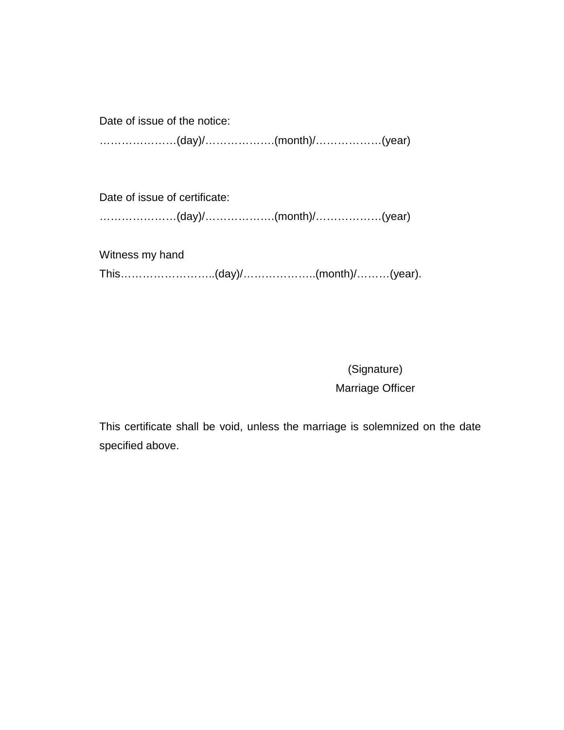Date of issue of the notice:

…………………(day)/……………….(month)/………………(year)

Date of issue of certificate:

…………………(day)/……………….(month)/………………(year)

Witness my hand

This……………………..(day)/……………….(month)/………(year).

(Signature)

Marriage Officer

This certificate shall be void, unless the marriage is solemnized on the date specified above.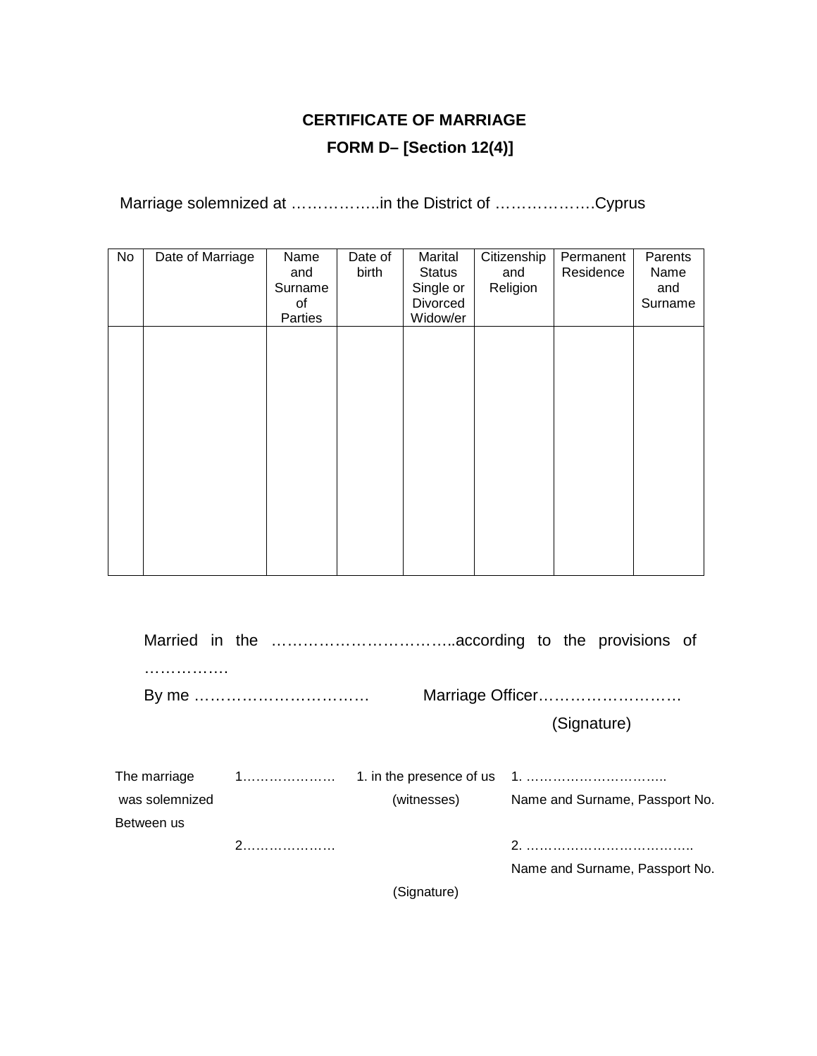**CERTIFICATE OF MARRIAGE**

**FORM D– [Section 12(4)]**

Marriage solemnized at ……………..in the District of ……………….Cyprus

| No | Date of Marriage | Name and Surname of Parties | Date of birth | Marital Status Single or Divorced Widow/er | Citizenship and Religion | Permanent Residence | Parents Name and Surname |
|---|---|---|---|---|---|---|---|
| | | | | | | | |

Married in the ……………………………..according to the provisions of …………….

By me …………………………… Marriage Officer………………………

(Signature)

| | | | |
|---|---|---|---|
| The marriage was solemnized Between us | 1………………… | 1. in the presence of us (witnesses) | 1. ………………………….. Name and Surname, Passport No. |
| | 2………………… | | 2. ……………………………….. Name and Surname, Passport No. |
| | | (Signature) | |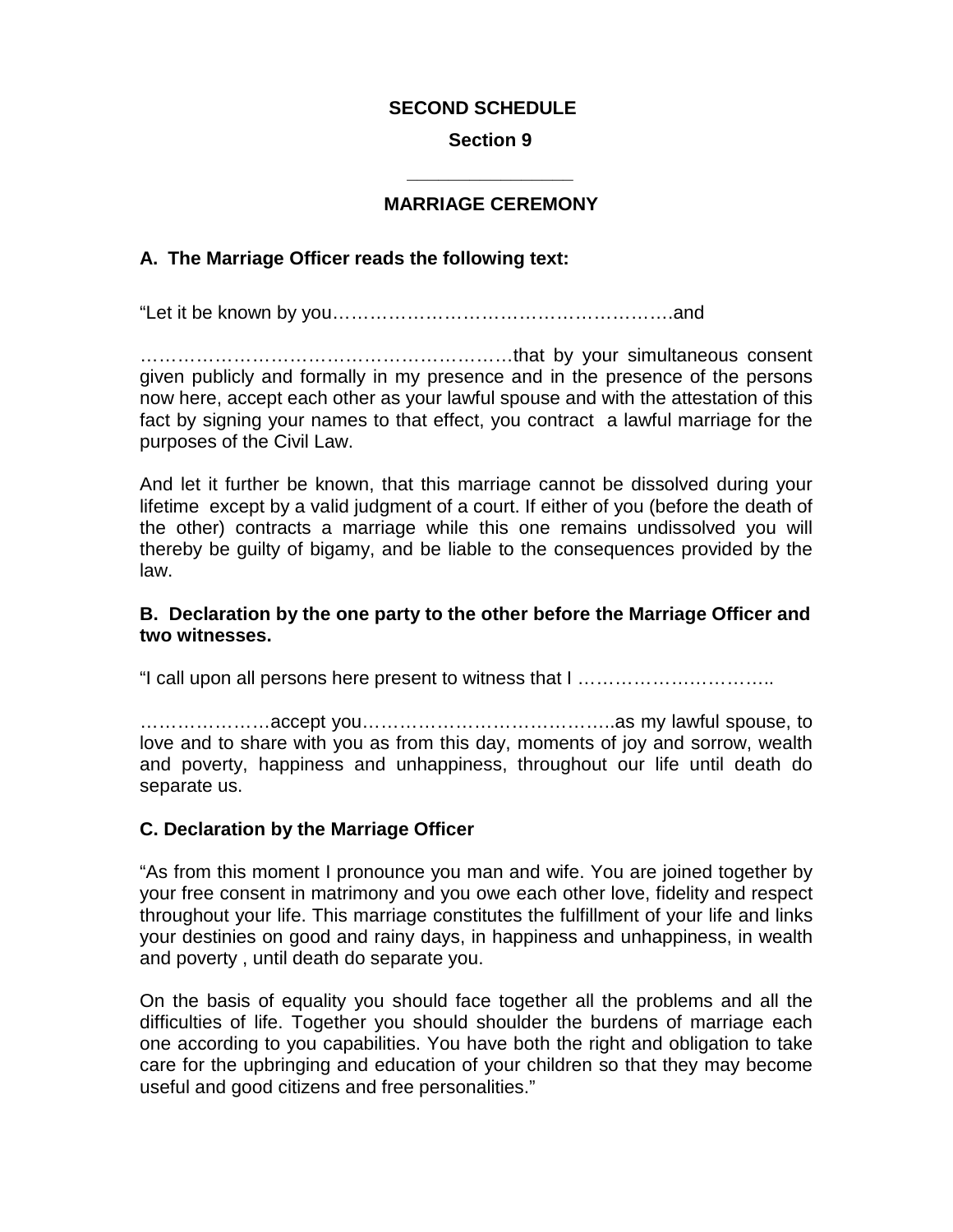**SECOND SCHEDULE**

**Section 9**

---

**MARRIAGE CEREMONY**

**A. The Marriage Officer reads the following text:**

"Let it be known by you……………………………………………….and

…………………………………………………that by your simultaneous consent given publicly and formally in my presence and in the presence of the persons now here, accept each other as your lawful spouse and with the attestation of this fact by signing your names to that effect, you contract a lawful marriage for the purposes of the Civil Law.

And let it further be known, that this marriage cannot be dissolved during your lifetime except by a valid judgment of a court. If either of you (before the death of the other) contracts a marriage while this one remains undissolved you will thereby be guilty of bigamy, and be liable to the consequences provided by the law.

**B. Declaration by the one party to the other before the Marriage Officer and two witnesses.**

"I call upon all persons here present to witness that I …………………………..

…………………accept you…………………………………..as my lawful spouse, to love and to share with you as from this day, moments of joy and sorrow, wealth and poverty, happiness and unhappiness, throughout our life until death do separate us.

**C. Declaration by the Marriage Officer**

"As from this moment I pronounce you man and wife. You are joined together by your free consent in matrimony and you owe each other love, fidelity and respect throughout your life. This marriage constitutes the fulfillment of your life and links your destinies on good and rainy days, in happiness and unhappiness, in wealth and poverty , until death do separate you.

On the basis of equality you should face together all the problems and all the difficulties of life. Together you should shoulder the burdens of marriage each one according to you capabilities. You have both the right and obligation to take care for the upbringing and education of your children so that they may become useful and good citizens and free personalities."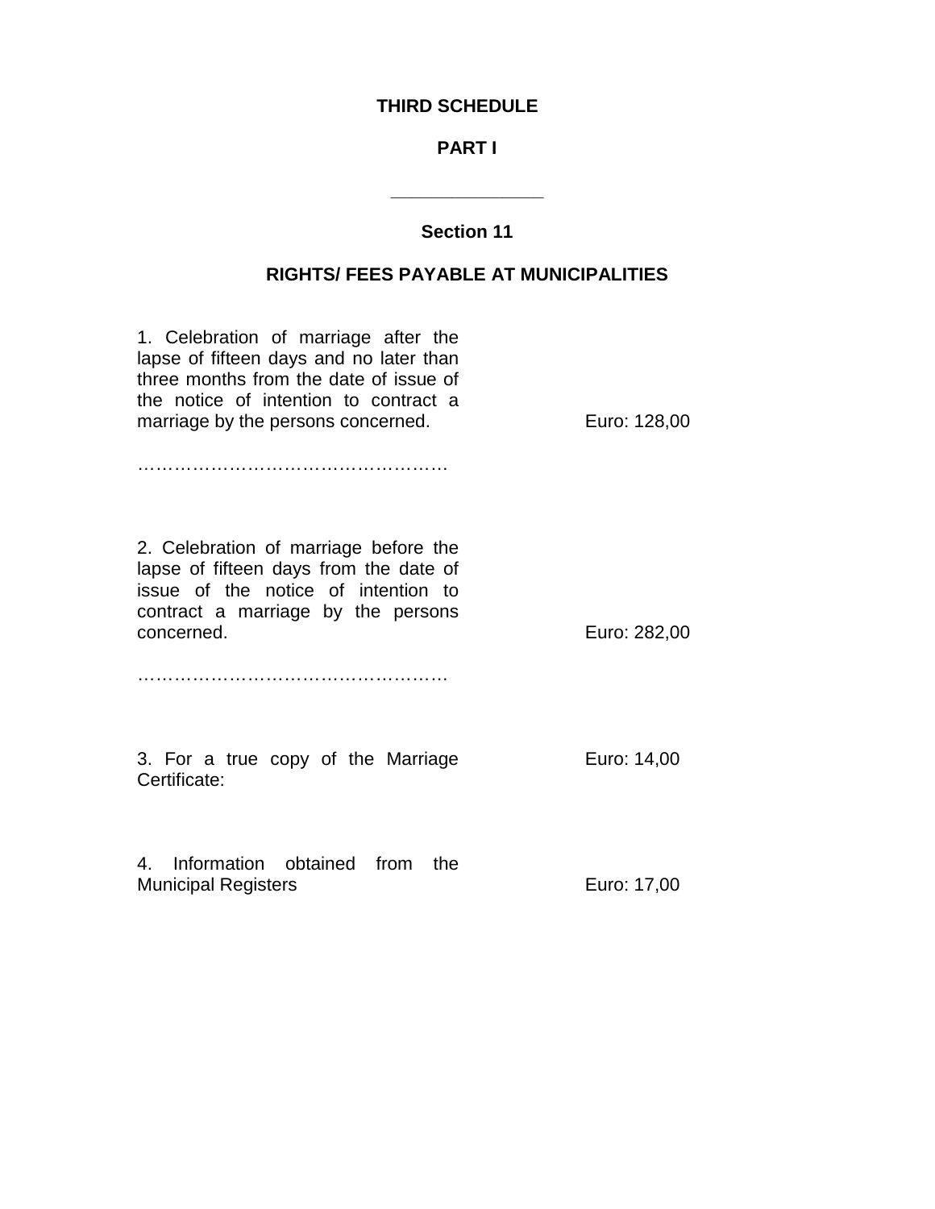**THIRD SCHEDULE**

**PART I**

\_\_\_\_\_\_\_\_\_\_\_\_\_\_\_\_

**Section 11**

**RIGHTS/ FEES PAYABLE AT MUNICIPALITIES**

| | |
|---|---|
| 1. Celebration of marriage after the lapse of fifteen days and no later than three months from the date of issue of the notice of intention to contract a marriage by the persons concerned. | Euro: 128,00 |
| …………………………………………… | |
| 2. Celebration of marriage before the lapse of fifteen days from the date of issue of the notice of intention to contract a marriage by the persons concerned. | Euro: 282,00 |
| …………………………………………… | |
| 3. For a true copy of the Marriage Certificate: | Euro: 14,00 |
| 4. Information obtained from the Municipal Registers | Euro: 17,00 |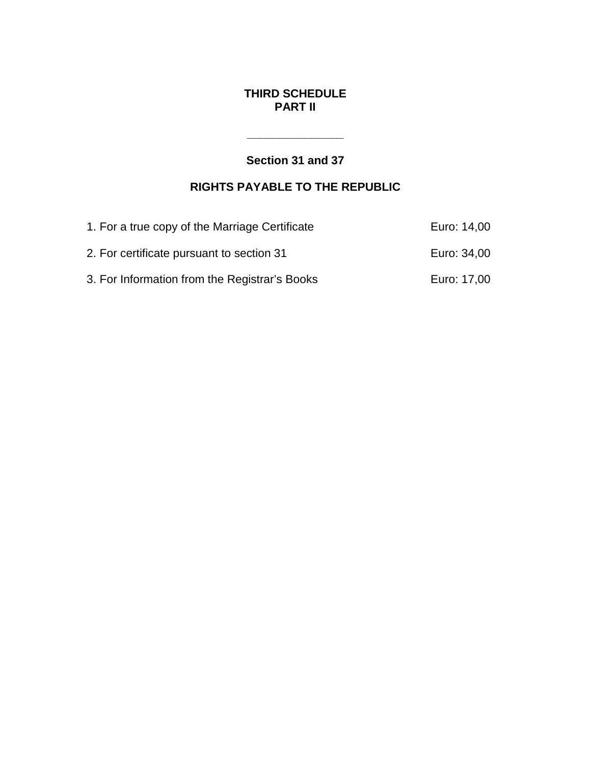**THIRD SCHEDULE**
**PART II**

---

**Section 31 and 37**

**RIGHTS PAYABLE TO THE REPUBLIC**

| | |
|---|---|
| 1. For a true copy of the Marriage Certificate | Euro: 14,00 |
| 2. For certificate pursuant to section 31 | Euro: 34,00 |
| 3. For Information from the Registrar's Books | Euro: 17,00 |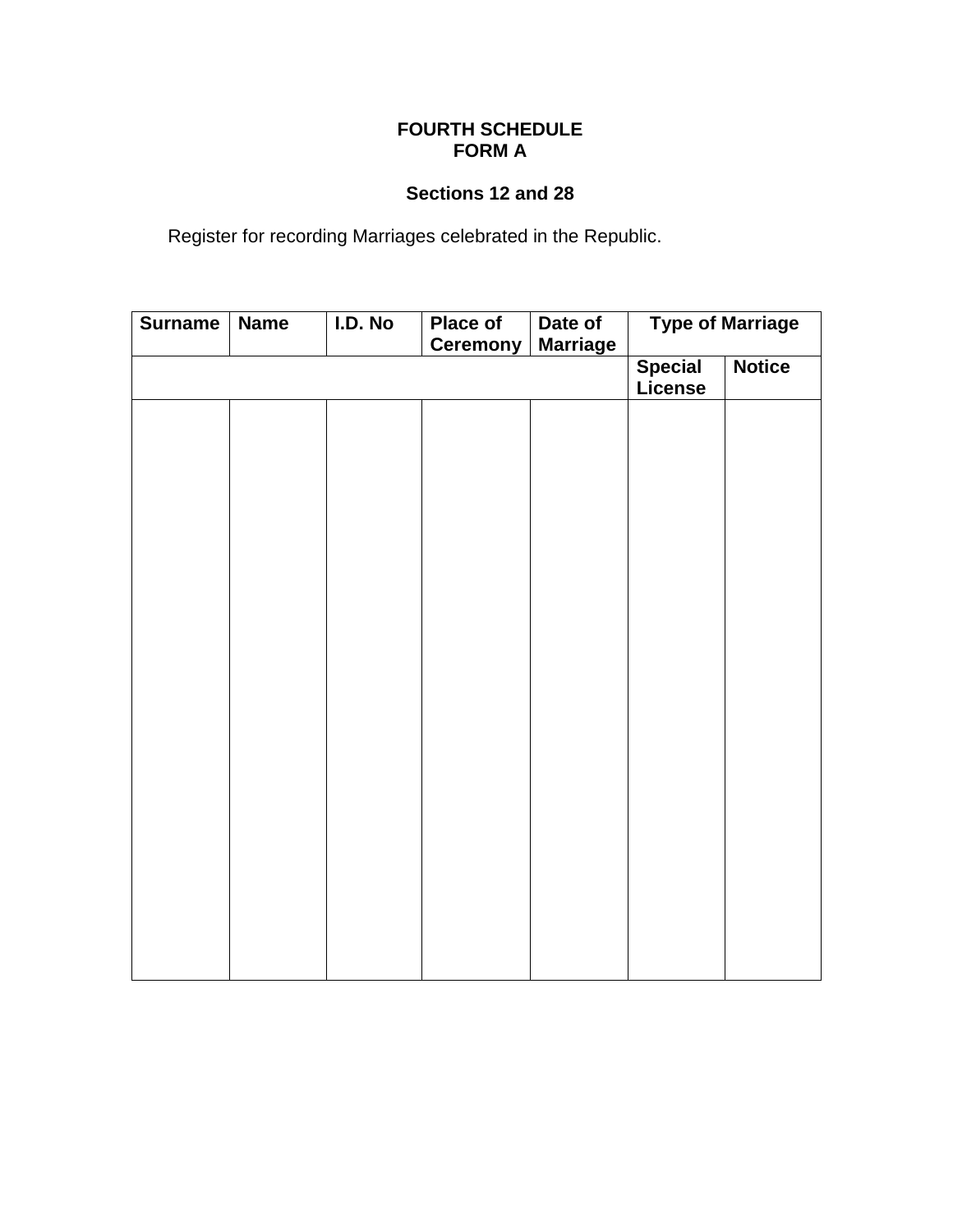**FOURTH SCHEDULE**
**FORM A**

**Sections 12 and 28**

Register for recording Marriages celebrated in the Republic.

| Surname | Name | I.D. No | Place of Ceremony | Date of Marriage | Type of Marriage | |
|---|---|---|---|---|---|---|
| | | | | | Special License | Notice |
| | | | | | | |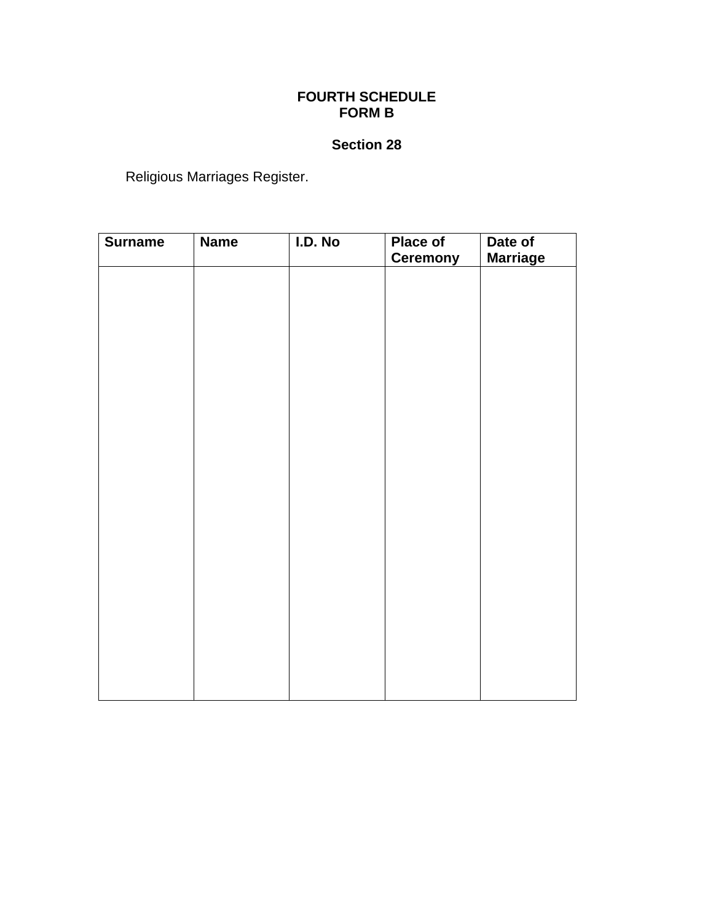**FOURTH SCHEDULE**
**FORM B**

**Section 28**

Religious Marriages Register.

| Surname | Name | I.D. No | Place of Ceremony | Date of Marriage |
|---|---|---|---|---|
| | | | | |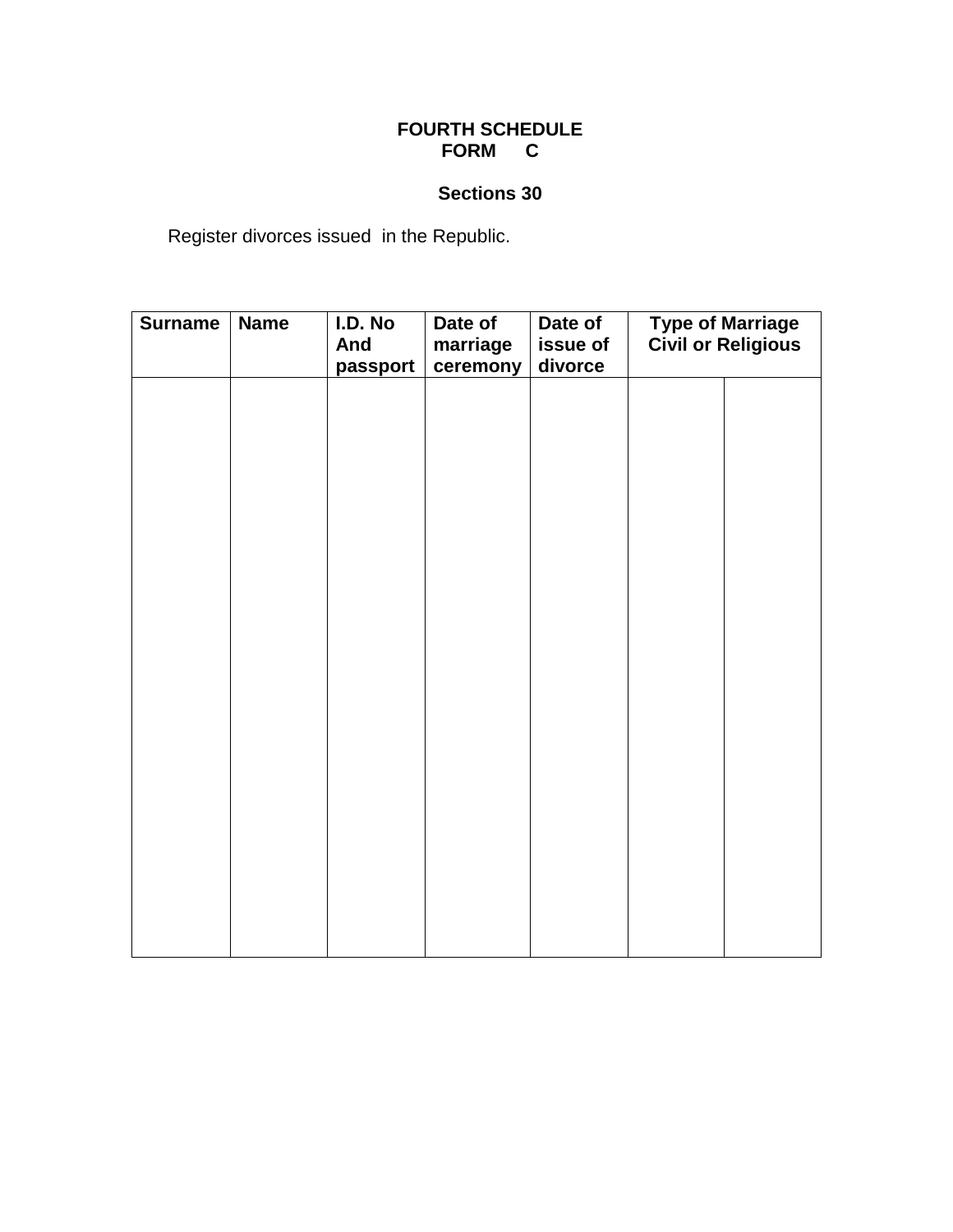**FOURTH SCHEDULE**
**FORM C**

**Sections 30**

Register divorces issued in the Republic.

| Surname | Name | I.D. No And passport | Date of marriage ceremony | Date of issue of divorce | Type of Marriage Civil or Religious | |
|---|---|---|---|---|---|---|
| | | | | | | |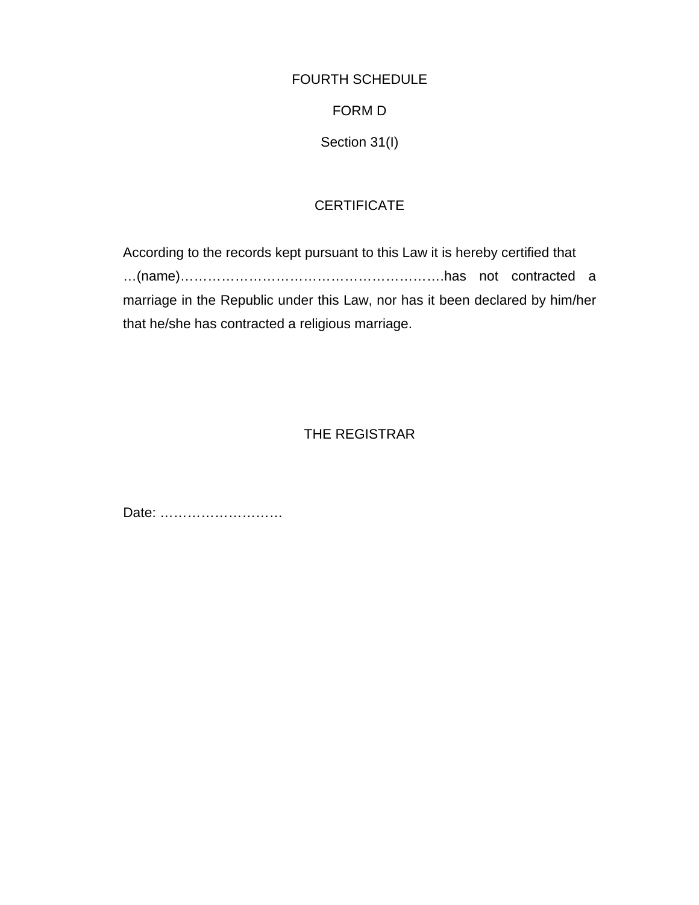FOURTH SCHEDULE

FORM D

Section 31(I)

CERTIFICATE

According to the records kept pursuant to this Law it is hereby certified that …(name)…………………………………………………….has not contracted a marriage in the Republic under this Law, nor has it been declared by him/her that he/she has contracted a religious marriage.

THE REGISTRAR

Date: ………………………